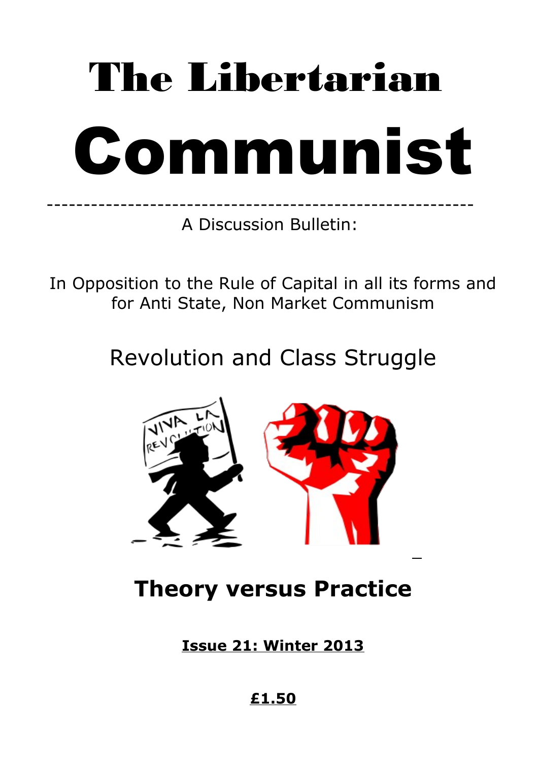# The Libertarian

# Communist

---

A Discussion Bulletin:

In Opposition to the Rule of Capital in all its forms and for Anti State, Non Market Communism

## Revolution and Class Struggle

## Theory versus Practice

**Issue 21: Winter 2013**

**£1.50**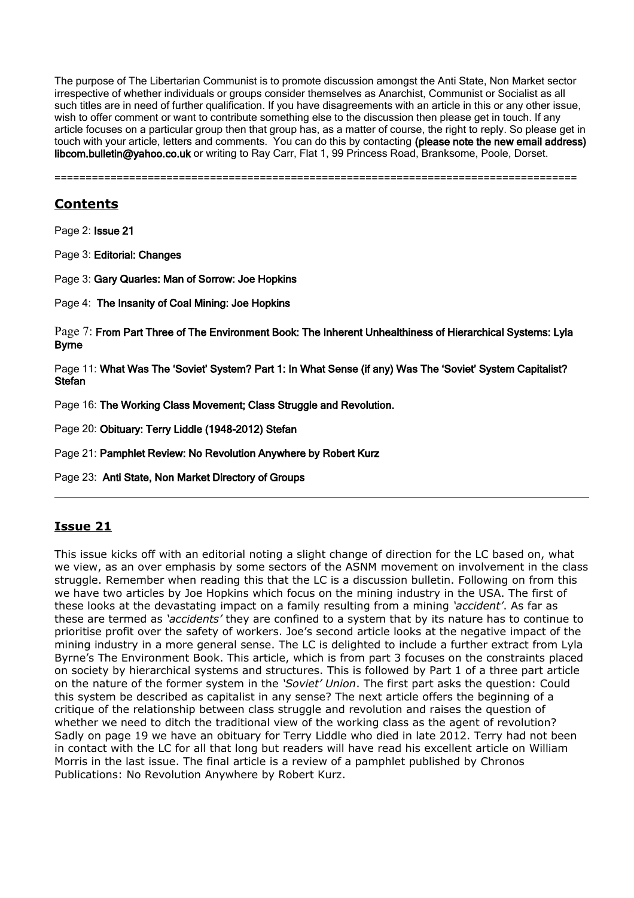The purpose of The Libertarian Communist is to promote discussion amongst the Anti State, Non Market sector irrespective of whether individuals or groups consider themselves as Anarchist, Communist or Socialist as all such titles are in need of further qualification. If you have disagreements with an article in this or any other issue, wish to offer comment or want to contribute something else to the discussion then please get in touch. If any article focuses on a particular group then that group has, as a matter of course, the right to reply. So please get in touch with your article, letters and comments. You can do this by contacting **(please note the new email address) libcom.bulletin@yahoo.co.uk** or writing to Ray Carr, Flat 1, 99 Princess Road, Branksome, Poole, Dorset.

====================================================================================

## Contents

Page 2: **Issue 21**

Page 3: **Editorial: Changes**

Page 3: **Gary Quarles: Man of Sorrow: Joe Hopkins**

Page 4: **The Insanity of Coal Mining: Joe Hopkins**

Page 7: **From Part Three of The Environment Book: The Inherent Unhealthiness of Hierarchical Systems: Lyla Byrne**

Page 11: **What Was The 'Soviet' System? Part 1: In What Sense (if any) Was The 'Soviet' System Capitalist? Stefan**

Page 16: **The Working Class Movement; Class Struggle and Revolution.**

Page 20: **Obituary: Terry Liddle (1948-2012) Stefan**

Page 21: **Pamphlet Review: No Revolution Anywhere by Robert Kurz**

Page 23: **Anti State, Non Market Directory of Groups**

---

## Issue 21

This issue kicks off with an editorial noting a slight change of direction for the LC based on, what we view, as an over emphasis by some sectors of the ASNM movement on involvement in the class struggle. Remember when reading this that the LC is a discussion bulletin. Following on from this we have two articles by Joe Hopkins which focus on the mining industry in the USA. The first of these looks at the devastating impact on a family resulting from a mining *'accident'*. As far as these are termed as *'accidents'* they are confined to a system that by its nature has to continue to prioritise profit over the safety of workers. Joe's second article looks at the negative impact of the mining industry in a more general sense. The LC is delighted to include a further extract from Lyla Byrne's The Environment Book. This article, which is from part 3 focuses on the constraints placed on society by hierarchical systems and structures. This is followed by Part 1 of a three part article on the nature of the former system in the *'Soviet' Union*. The first part asks the question: Could this system be described as capitalist in any sense? The next article offers the beginning of a critique of the relationship between class struggle and revolution and raises the question of whether we need to ditch the traditional view of the working class as the agent of revolution? Sadly on page 19 we have an obituary for Terry Liddle who died in late 2012. Terry had not been in contact with the LC for all that long but readers will have read his excellent article on William Morris in the last issue. The final article is a review of a pamphlet published by Chronos Publications: No Revolution Anywhere by Robert Kurz.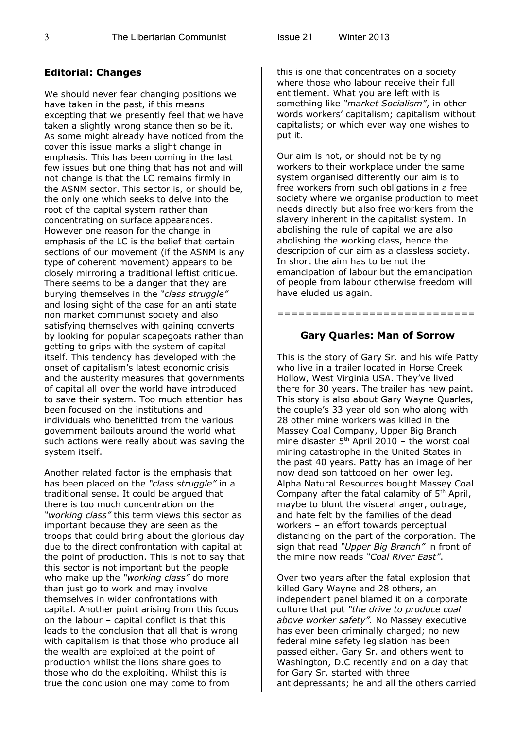## Editorial: Changes

We should never fear changing positions we have taken in the past, if this means excepting that we presently feel that we have taken a slightly wrong stance then so be it. As some might already have noticed from the cover this issue marks a slight change in emphasis. This has been coming in the last few issues but one thing that has not and will not change is that the LC remains firmly in the ASNM sector. This sector is, or should be, the only one which seeks to delve into the root of the capital system rather than concentrating on surface appearances. However one reason for the change in emphasis of the LC is the belief that certain sections of our movement (if the ASNM is any type of coherent movement) appears to be closely mirroring a traditional leftist critique. There seems to be a danger that they are burying themselves in the *"class struggle"* and losing sight of the case for an anti state non market communist society and also satisfying themselves with gaining converts by looking for popular scapegoats rather than getting to grips with the system of capital itself. This tendency has developed with the onset of capitalism's latest economic crisis and the austerity measures that governments of capital all over the world have introduced to save their system. Too much attention has been focused on the institutions and individuals who benefitted from the various government bailouts around the world what such actions were really about was saving the system itself.

Another related factor is the emphasis that has been placed on the *"class struggle"* in a traditional sense. It could be argued that there is too much concentration on the *"working class"* this term views this sector as important because they are seen as the troops that could bring about the glorious day due to the direct confrontation with capital at the point of production. This is not to say that this sector is not important but the people who make up the *"working class"* do more than just go to work and may involve themselves in wider confrontations with capital. Another point arising from this focus on the labour – capital conflict is that this leads to the conclusion that all that is wrong with capitalism is that those who produce all the wealth are exploited at the point of production whilst the lions share goes to those who do the exploiting. Whilst this is true the conclusion one may come to from this is one that concentrates on a society where those who labour receive their full entitlement. What you are left with is something like *"market Socialism"*, in other words workers' capitalism; capitalism without capitalists; or which ever way one wishes to put it.

Our aim is not, or should not be tying workers to their workplace under the same system organised differently our aim is to free workers from such obligations in a free society where we organise production to meet needs directly but also free workers from the slavery inherent in the capitalist system. In abolishing the rule of capital we are also abolishing the working class, hence the description of our aim as a classless society. In short the aim has to be not the emancipation of labour but the emancipation of people from labour otherwise freedom will have eluded us again.

===========================

## Gary Quarles: Man of Sorrow

This is the story of Gary Sr. and his wife Patty who live in a trailer located in Horse Creek Hollow, West Virginia USA. They've lived there for 30 years. The trailer has new paint. This story is also about Gary Wayne Quarles, the couple's 33 year old son who along with 28 other mine workers was killed in the Massey Coal Company, Upper Big Branch mine disaster 5th April 2010 – the worst coal mining catastrophe in the United States in the past 40 years. Patty has an image of her now dead son tattooed on her lower leg. Alpha Natural Resources bought Massey Coal Company after the fatal calamity of 5th April, maybe to blunt the visceral anger, outrage, and hate felt by the families of the dead workers – an effort towards perceptual distancing on the part of the corporation. The sign that read *"Upper Big Branch"* in front of the mine now reads *"Coal River East"*.

Over two years after the fatal explosion that killed Gary Wayne and 28 others, an independent panel blamed it on a corporate culture that put *"the drive to produce coal above worker safety".* No Massey executive has ever been criminally charged; no new federal mine safety legislation has been passed either. Gary Sr. and others went to Washington, D.C recently and on a day that for Gary Sr. started with three antidepressants; he and all the others carried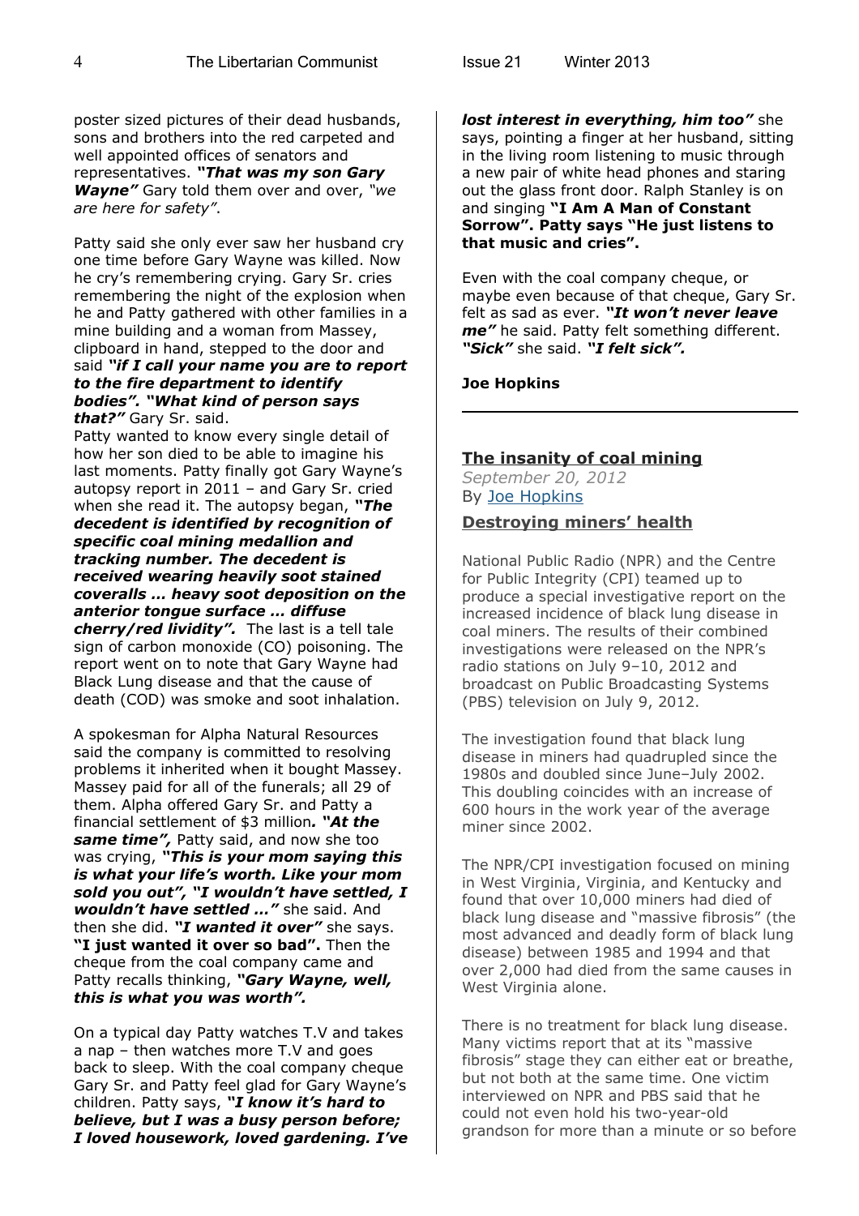poster sized pictures of their dead husbands, sons and brothers into the red carpeted and well appointed offices of senators and representatives. ***"That was my son Gary Wayne"*** Gary told them over and over, *"we are here for safety"*.

Patty said she only ever saw her husband cry one time before Gary Wayne was killed. Now he cry's remembering crying. Gary Sr. cries remembering the night of the explosion when he and Patty gathered with other families in a mine building and a woman from Massey, clipboard in hand, stepped to the door and said ***"if I call your name you are to report to the fire department to identify bodies". "What kind of person says that?"*** Gary Sr. said.

Patty wanted to know every single detail of how her son died to be able to imagine his last moments. Patty finally got Gary Wayne's autopsy report in 2011 – and Gary Sr. cried when she read it. The autopsy began, ***"The decedent is identified by recognition of specific coal mining medallion and tracking number. The decedent is received wearing heavily soot stained coveralls … heavy soot deposition on the anterior tongue surface … diffuse cherry/red lividity".*** The last is a tell tale sign of carbon monoxide (CO) poisoning. The report went on to note that Gary Wayne had Black Lung disease and that the cause of death (COD) was smoke and soot inhalation.

A spokesman for Alpha Natural Resources said the company is committed to resolving problems it inherited when it bought Massey. Massey paid for all of the funerals; all 29 of them. Alpha offered Gary Sr. and Patty a financial settlement of $3 million***. "At the same time",*** Patty said, and now she too was crying, ***"This is your mom saying this is what your life's worth. Like your mom sold you out", "I wouldn't have settled, I wouldn't have settled …"*** she said. And then she did. ***"I wanted it over"*** she says. **"I just wanted it over so bad".** Then the cheque from the coal company came and Patty recalls thinking, ***"Gary Wayne, well, this is what you was worth".***

On a typical day Patty watches T.V and takes a nap – then watches more T.V and goes back to sleep. With the coal company cheque Gary Sr. and Patty feel glad for Gary Wayne's children. Patty says, ***"I know it's hard to believe, but I was a busy person before; I loved housework, loved gardening. I've lost interest in everything, him too"*** she says, pointing a finger at her husband, sitting in the living room listening to music through a new pair of white head phones and staring out the glass front door. Ralph Stanley is on and singing **"I Am A Man of Constant Sorrow". Patty says "He just listens to that music and cries".**

Even with the coal company cheque, or maybe even because of that cheque, Gary Sr. felt as sad as ever. ***"It won't never leave me"*** he said. Patty felt something different. ***"Sick"*** she said. ***"I felt sick".***

**Joe Hopkins**

---

## The insanity of coal mining

*September 20, 2012*
By Joe Hopkins

### Destroying miners' health

National Public Radio (NPR) and the Centre for Public Integrity (CPI) teamed up to produce a special investigative report on the increased incidence of black lung disease in coal miners. The results of their combined investigations were released on the NPR's radio stations on July 9–10, 2012 and broadcast on Public Broadcasting Systems (PBS) television on July 9, 2012.

The investigation found that black lung disease in miners had quadrupled since the 1980s and doubled since June–July 2002. This doubling coincides with an increase of 600 hours in the work year of the average miner since 2002.

The NPR/CPI investigation focused on mining in West Virginia, Virginia, and Kentucky and found that over 10,000 miners had died of black lung disease and "massive fibrosis" (the most advanced and deadly form of black lung disease) between 1985 and 1994 and that over 2,000 had died from the same causes in West Virginia alone.

There is no treatment for black lung disease. Many victims report that at its "massive fibrosis" stage they can either eat or breathe, but not both at the same time. One victim interviewed on NPR and PBS said that he could not even hold his two-year-old grandson for more than a minute or so before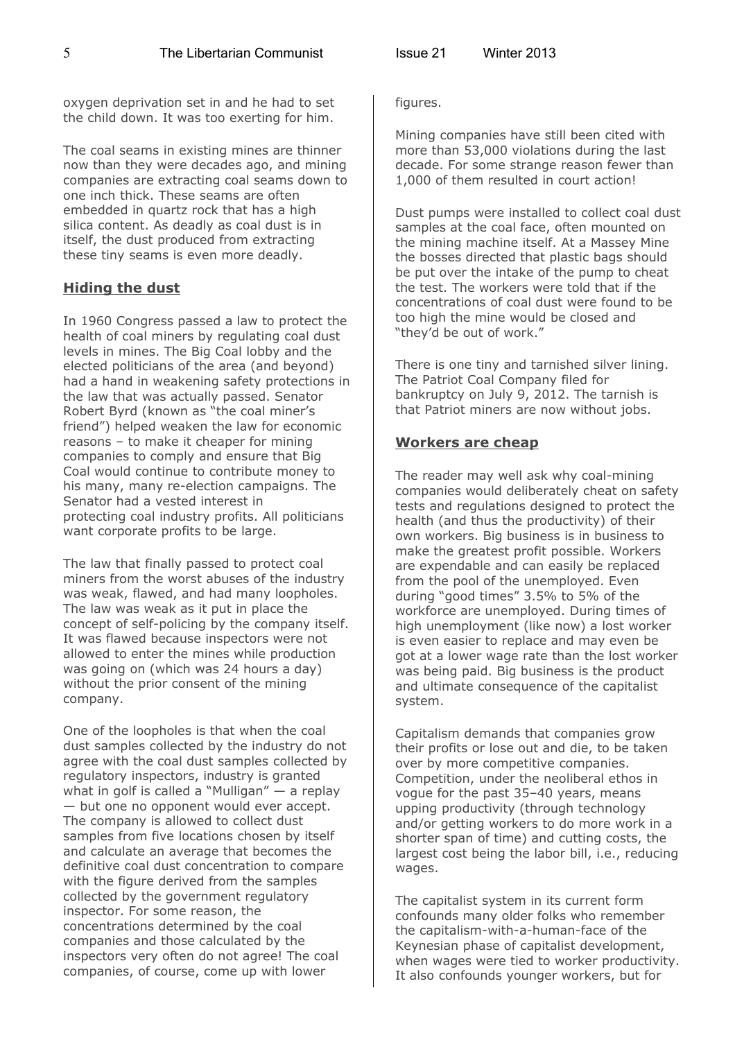oxygen deprivation set in and he had to set the child down. It was too exerting for him.

The coal seams in existing mines are thinner now than they were decades ago, and mining companies are extracting coal seams down to one inch thick. These seams are often embedded in quartz rock that has a high silica content. As deadly as coal dust is in itself, the dust produced from extracting these tiny seams is even more deadly.

## Hiding the dust

In 1960 Congress passed a law to protect the health of coal miners by regulating coal dust levels in mines. The Big Coal lobby and the elected politicians of the area (and beyond) had a hand in weakening safety protections in the law that was actually passed. Senator Robert Byrd (known as "the coal miner's friend") helped weaken the law for economic reasons – to make it cheaper for mining companies to comply and ensure that Big Coal would continue to contribute money to his many, many re-election campaigns. The Senator had a vested interest in protecting coal industry profits. All politicians want corporate profits to be large.

The law that finally passed to protect coal miners from the worst abuses of the industry was weak, flawed, and had many loopholes. The law was weak as it put in place the concept of self-policing by the company itself. It was flawed because inspectors were not allowed to enter the mines while production was going on (which was 24 hours a day) without the prior consent of the mining company.

One of the loopholes is that when the coal dust samples collected by the industry do not agree with the coal dust samples collected by regulatory inspectors, industry is granted what in golf is called a "Mulligan" — a replay — but one no opponent would ever accept. The company is allowed to collect dust samples from five locations chosen by itself and calculate an average that becomes the definitive coal dust concentration to compare with the figure derived from the samples collected by the government regulatory inspector. For some reason, the concentrations determined by the coal companies and those calculated by the inspectors very often do not agree! The coal companies, of course, come up with lower figures.

Mining companies have still been cited with more than 53,000 violations during the last decade. For some strange reason fewer than 1,000 of them resulted in court action!

Dust pumps were installed to collect coal dust samples at the coal face, often mounted on the mining machine itself. At a Massey Mine the bosses directed that plastic bags should be put over the intake of the pump to cheat the test. The workers were told that if the concentrations of coal dust were found to be too high the mine would be closed and "they'd be out of work."

There is one tiny and tarnished silver lining. The Patriot Coal Company filed for bankruptcy on July 9, 2012. The tarnish is that Patriot miners are now without jobs.

## Workers are cheap

The reader may well ask why coal-mining companies would deliberately cheat on safety tests and regulations designed to protect the health (and thus the productivity) of their own workers. Big business is in business to make the greatest profit possible. Workers are expendable and can easily be replaced from the pool of the unemployed. Even during "good times" 3.5% to 5% of the workforce are unemployed. During times of high unemployment (like now) a lost worker is even easier to replace and may even be got at a lower wage rate than the lost worker was being paid. Big business is the product and ultimate consequence of the capitalist system.

Capitalism demands that companies grow their profits or lose out and die, to be taken over by more competitive companies. Competition, under the neoliberal ethos in vogue for the past 35–40 years, means upping productivity (through technology and/or getting workers to do more work in a shorter span of time) and cutting costs, the largest cost being the labor bill, i.e., reducing wages.

The capitalist system in its current form confounds many older folks who remember the capitalism-with-a-human-face of the Keynesian phase of capitalist development, when wages were tied to worker productivity. It also confounds younger workers, but for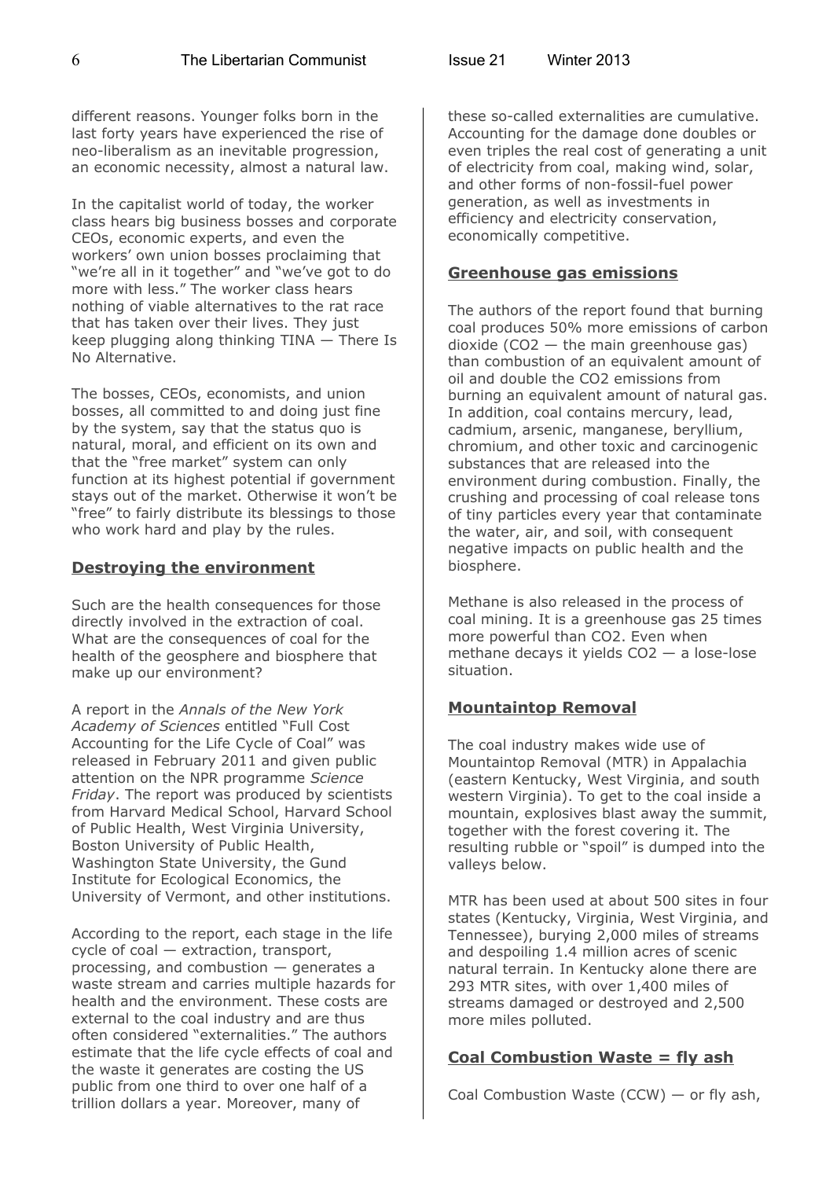different reasons. Younger folks born in the last forty years have experienced the rise of neo-liberalism as an inevitable progression, an economic necessity, almost a natural law.

In the capitalist world of today, the worker class hears big business bosses and corporate CEOs, economic experts, and even the workers' own union bosses proclaiming that "we're all in it together" and "we've got to do more with less." The worker class hears nothing of viable alternatives to the rat race that has taken over their lives. They just keep plugging along thinking TINA — There Is No Alternative.

The bosses, CEOs, economists, and union bosses, all committed to and doing just fine by the system, say that the status quo is natural, moral, and efficient on its own and that the "free market" system can only function at its highest potential if government stays out of the market. Otherwise it won't be "free" to fairly distribute its blessings to those who work hard and play by the rules.

## Destroying the environment

Such are the health consequences for those directly involved in the extraction of coal. What are the consequences of coal for the health of the geosphere and biosphere that make up our environment?

A report in the *Annals of the New York Academy of Sciences* entitled "Full Cost Accounting for the Life Cycle of Coal" was released in February 2011 and given public attention on the NPR programme *Science Friday*. The report was produced by scientists from Harvard Medical School, Harvard School of Public Health, West Virginia University, Boston University of Public Health, Washington State University, the Gund Institute for Ecological Economics, the University of Vermont, and other institutions.

According to the report, each stage in the life cycle of coal — extraction, transport, processing, and combustion — generates a waste stream and carries multiple hazards for health and the environment. These costs are external to the coal industry and are thus often considered "externalities." The authors estimate that the life cycle effects of coal and the waste it generates are costing the US public from one third to over one half of a trillion dollars a year. Moreover, many of these so-called externalities are cumulative. Accounting for the damage done doubles or even triples the real cost of generating a unit of electricity from coal, making wind, solar, and other forms of non-fossil-fuel power generation, as well as investments in efficiency and electricity conservation, economically competitive.

## Greenhouse gas emissions

The authors of the report found that burning coal produces 50% more emissions of carbon dioxide ($CO_2$ — the main greenhouse gas) than combustion of an equivalent amount of oil and double the $CO_2$ emissions from burning an equivalent amount of natural gas. In addition, coal contains mercury, lead, cadmium, arsenic, manganese, beryllium, chromium, and other toxic and carcinogenic substances that are released into the environment during combustion. Finally, the crushing and processing of coal release tons of tiny particles every year that contaminate the water, air, and soil, with consequent negative impacts on public health and the biosphere.

Methane is also released in the process of coal mining. It is a greenhouse gas 25 times more powerful than $CO_2$. Even when methane decays it yields $CO_2$ — a lose-lose situation.

## Mountaintop Removal

The coal industry makes wide use of Mountaintop Removal (MTR) in Appalachia (eastern Kentucky, West Virginia, and south western Virginia). To get to the coal inside a mountain, explosives blast away the summit, together with the forest covering it. The resulting rubble or "spoil" is dumped into the valleys below.

MTR has been used at about 500 sites in four states (Kentucky, Virginia, West Virginia, and Tennessee), burying 2,000 miles of streams and despoiling 1.4 million acres of scenic natural terrain. In Kentucky alone there are 293 MTR sites, with over 1,400 miles of streams damaged or destroyed and 2,500 more miles polluted.

## Coal Combustion Waste = fly ash

Coal Combustion Waste (CCW) — or fly ash,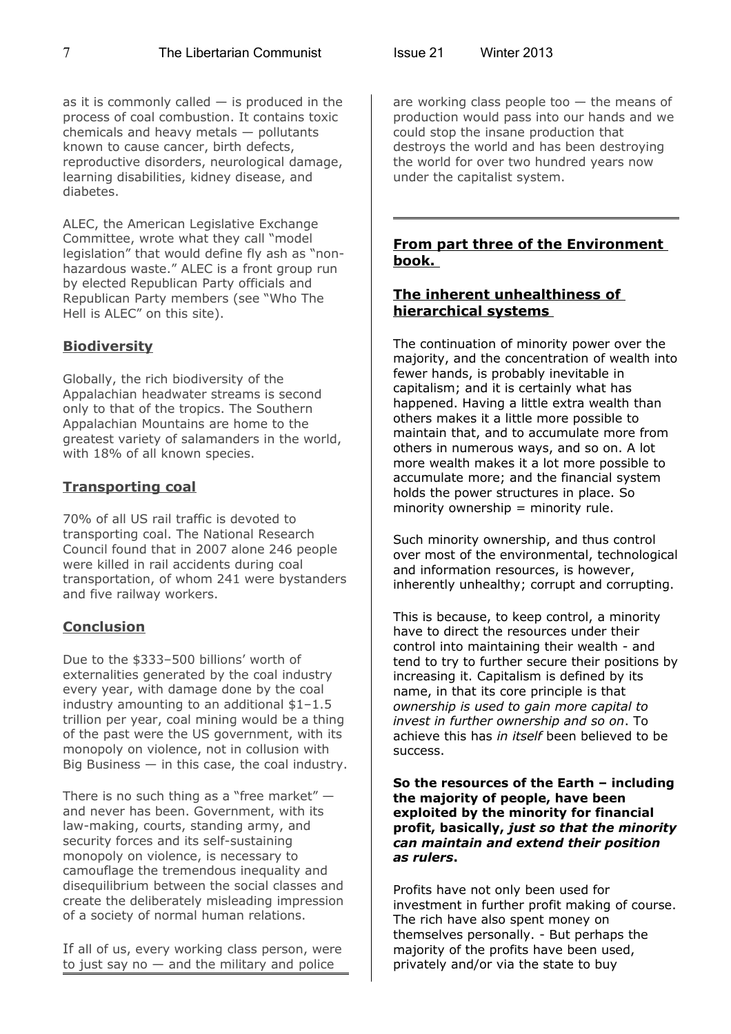as it is commonly called — is produced in the process of coal combustion. It contains toxic chemicals and heavy metals — pollutants known to cause cancer, birth defects, reproductive disorders, neurological damage, learning disabilities, kidney disease, and diabetes.

ALEC, the American Legislative Exchange Committee, wrote what they call "model legislation" that would define fly ash as "non-hazardous waste." ALEC is a front group run by elected Republican Party officials and Republican Party members (see "Who The Hell is ALEC" on this site).

## Biodiversity

Globally, the rich biodiversity of the Appalachian headwater streams is second only to that of the tropics. The Southern Appalachian Mountains are home to the greatest variety of salamanders in the world, with 18% of all known species.

## Transporting coal

70% of all US rail traffic is devoted to transporting coal. The National Research Council found that in 2007 alone 246 people were killed in rail accidents during coal transportation, of whom 241 were bystanders and five railway workers.

## Conclusion

Due to the $333–500 billions' worth of externalities generated by the coal industry every year, with damage done by the coal industry amounting to an additional $1–1.5 trillion per year, coal mining would be a thing of the past were the US government, with its monopoly on violence, not in collusion with Big Business — in this case, the coal industry.

There is no such thing as a "free market" — and never has been. Government, with its law-making, courts, standing army, and security forces and its self-sustaining monopoly on violence, is necessary to camouflage the tremendous inequality and disequilibrium between the social classes and create the deliberately misleading impression of a society of normal human relations.

If all of us, every working class person, were to just say no — and the military and police are working class people too — the means of production would pass into our hands and we could stop the insane production that destroys the world and has been destroying the world for over two hundred years now under the capitalist system.

---

## From part three of the Environment book.

## The inherent unhealthiness of hierarchical systems

The continuation of minority power over the majority, and the concentration of wealth into fewer hands, is probably inevitable in capitalism; and it is certainly what has happened. Having a little extra wealth than others makes it a little more possible to maintain that, and to accumulate more from others in numerous ways, and so on. A lot more wealth makes it a lot more possible to accumulate more; and the financial system holds the power structures in place. So minority ownership = minority rule.

Such minority ownership, and thus control over most of the environmental, technological and information resources, is however, inherently unhealthy; corrupt and corrupting.

This is because, to keep control, a minority have to direct the resources under their control into maintaining their wealth - and tend to try to further secure their positions by increasing it. Capitalism is defined by its name, in that its core principle is that *ownership is used to gain more capital to invest in further ownership and so on*. To achieve this has *in itself* been believed to be success.

**So the resources of the Earth – including the majority of people, have been exploited by the minority for financial profit, basically, *just so that the minority can maintain and extend their position as rulers*.**

Profits have not only been used for investment in further profit making of course. The rich have also spent money on themselves personally. - But perhaps the majority of the profits have been used, privately and/or via the state to buy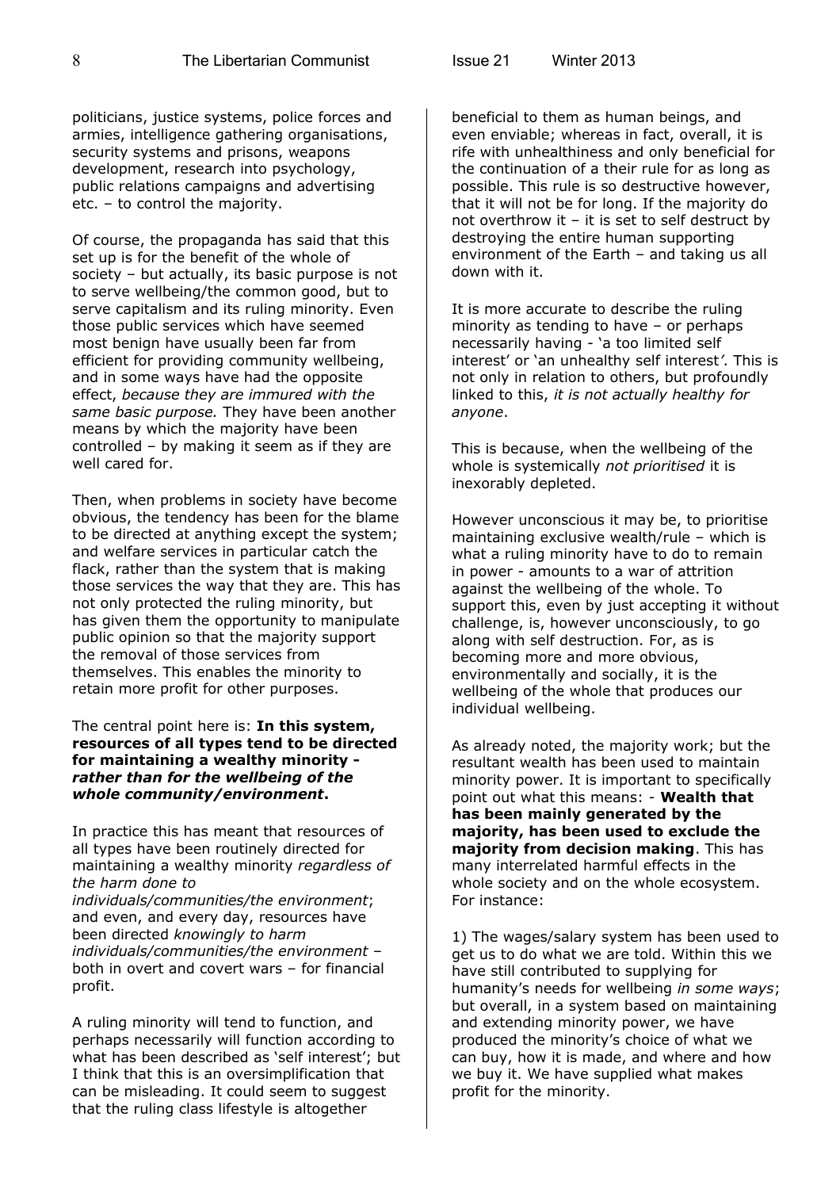politicians, justice systems, police forces and armies, intelligence gathering organisations, security systems and prisons, weapons development, research into psychology, public relations campaigns and advertising etc. – to control the majority.

Of course, the propaganda has said that this set up is for the benefit of the whole of society – but actually, its basic purpose is not to serve wellbeing/the common good, but to serve capitalism and its ruling minority. Even those public services which have seemed most benign have usually been far from efficient for providing community wellbeing, and in some ways have had the opposite effect, *because they are immured with the same basic purpose.* They have been another means by which the majority have been controlled – by making it seem as if they are well cared for.

Then, when problems in society have become obvious, the tendency has been for the blame to be directed at anything except the system; and welfare services in particular catch the flack, rather than the system that is making those services the way that they are. This has not only protected the ruling minority, but has given them the opportunity to manipulate public opinion so that the majority support the removal of those services from themselves. This enables the minority to retain more profit for other purposes.

The central point here is: **In this system, resources of all types tend to be directed for maintaining a wealthy minority - *rather than for the wellbeing of the whole community/environment*.**

In practice this has meant that resources of all types have been routinely directed for maintaining a wealthy minority *regardless of the harm done to individuals/communities/the environment*; and even, and every day, resources have been directed *knowingly to harm individuals/communities/the environment* – both in overt and covert wars – for financial profit.

A ruling minority will tend to function, and perhaps necessarily will function according to what has been described as 'self interest'; but I think that this is an oversimplification that can be misleading. It could seem to suggest that the ruling class lifestyle is altogether beneficial to them as human beings, and even enviable; whereas in fact, overall, it is rife with unhealthiness and only beneficial for the continuation of a their rule for as long as possible. This rule is so destructive however, that it will not be for long. If the majority do not overthrow it – it is set to self destruct by destroying the entire human supporting environment of the Earth – and taking us all down with it.

It is more accurate to describe the ruling minority as tending to have – or perhaps necessarily having - 'a too limited self interest' or 'an unhealthy self interest'. This is not only in relation to others, but profoundly linked to this, *it is not actually healthy for anyone*.

This is because, when the wellbeing of the whole is systemically *not prioritised* it is inexorably depleted.

However unconscious it may be, to prioritise maintaining exclusive wealth/rule – which is what a ruling minority have to do to remain in power - amounts to a war of attrition against the wellbeing of the whole. To support this, even by just accepting it without challenge, is, however unconsciously, to go along with self destruction. For, as is becoming more and more obvious, environmentally and socially, it is the wellbeing of the whole that produces our individual wellbeing.

As already noted, the majority work; but the resultant wealth has been used to maintain minority power. It is important to specifically point out what this means: - **Wealth that has been mainly generated by the majority, has been used to exclude the majority from decision making**. This has many interrelated harmful effects in the whole society and on the whole ecosystem. For instance:

1) The wages/salary system has been used to get us to do what we are told. Within this we have still contributed to supplying for humanity's needs for wellbeing *in some ways*; but overall, in a system based on maintaining and extending minority power, we have produced the minority's choice of what we can buy, how it is made, and where and how we buy it. We have supplied what makes profit for the minority.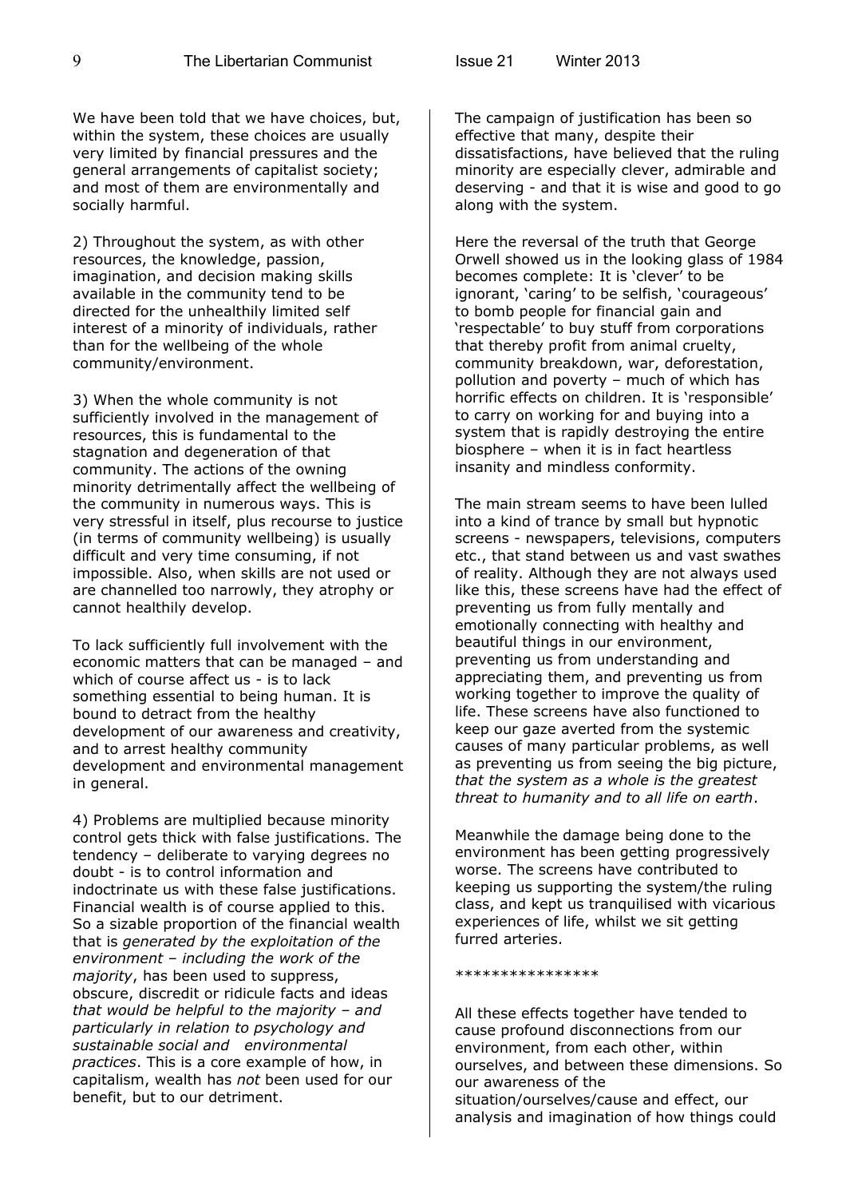We have been told that we have choices, but, within the system, these choices are usually very limited by financial pressures and the general arrangements of capitalist society; and most of them are environmentally and socially harmful.

2) Throughout the system, as with other resources, the knowledge, passion, imagination, and decision making skills available in the community tend to be directed for the unhealthily limited self interest of a minority of individuals, rather than for the wellbeing of the whole community/environment.

3) When the whole community is not sufficiently involved in the management of resources, this is fundamental to the stagnation and degeneration of that community. The actions of the owning minority detrimentally affect the wellbeing of the community in numerous ways. This is very stressful in itself, plus recourse to justice (in terms of community wellbeing) is usually difficult and very time consuming, if not impossible. Also, when skills are not used or are channelled too narrowly, they atrophy or cannot healthily develop.

To lack sufficiently full involvement with the economic matters that can be managed – and which of course affect us - is to lack something essential to being human. It is bound to detract from the healthy development of our awareness and creativity, and to arrest healthy community development and environmental management in general.

4) Problems are multiplied because minority control gets thick with false justifications. The tendency – deliberate to varying degrees no doubt - is to control information and indoctrinate us with these false justifications. Financial wealth is of course applied to this. So a sizable proportion of the financial wealth that is *generated by the exploitation of the environment – including the work of the majority*, has been used to suppress, obscure, discredit or ridicule facts and ideas *that would be helpful to the majority – and particularly in relation to psychology and sustainable social and environmental practices*. This is a core example of how, in capitalism, wealth has *not* been used for our benefit, but to our detriment.

The campaign of justification has been so effective that many, despite their dissatisfactions, have believed that the ruling minority are especially clever, admirable and deserving - and that it is wise and good to go along with the system.

Here the reversal of the truth that George Orwell showed us in the looking glass of 1984 becomes complete: It is 'clever' to be ignorant, 'caring' to be selfish, 'courageous' to bomb people for financial gain and 'respectable' to buy stuff from corporations that thereby profit from animal cruelty, community breakdown, war, deforestation, pollution and poverty – much of which has horrific effects on children. It is 'responsible' to carry on working for and buying into a system that is rapidly destroying the entire biosphere – when it is in fact heartless insanity and mindless conformity.

The main stream seems to have been lulled into a kind of trance by small but hypnotic screens - newspapers, televisions, computers etc., that stand between us and vast swathes of reality. Although they are not always used like this, these screens have had the effect of preventing us from fully mentally and emotionally connecting with healthy and beautiful things in our environment, preventing us from understanding and appreciating them, and preventing us from working together to improve the quality of life. These screens have also functioned to keep our gaze averted from the systemic causes of many particular problems, as well as preventing us from seeing the big picture, *that the system as a whole is the greatest threat to humanity and to all life on earth*.

Meanwhile the damage being done to the environment has been getting progressively worse. The screens have contributed to keeping us supporting the system/the ruling class, and kept us tranquilised with vicarious experiences of life, whilst we sit getting furred arteries.

****************

All these effects together have tended to cause profound disconnections from our environment, from each other, within ourselves, and between these dimensions. So our awareness of the situation/ourselves/cause and effect, our analysis and imagination of how things could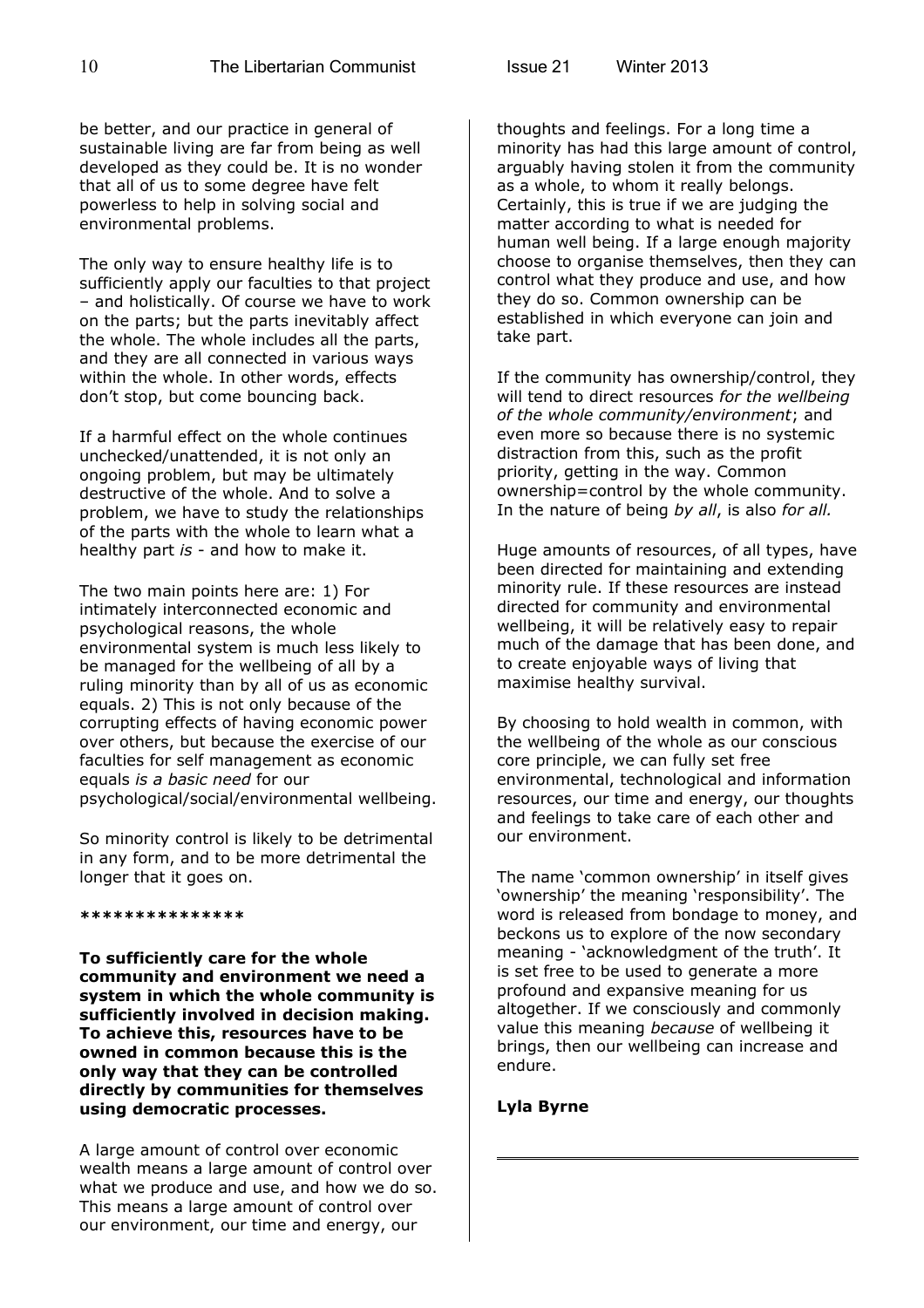be better, and our practice in general of sustainable living are far from being as well developed as they could be. It is no wonder that all of us to some degree have felt powerless to help in solving social and environmental problems.

The only way to ensure healthy life is to sufficiently apply our faculties to that project – and holistically. Of course we have to work on the parts; but the parts inevitably affect the whole. The whole includes all the parts, and they are all connected in various ways within the whole. In other words, effects don't stop, but come bouncing back.

If a harmful effect on the whole continues unchecked/unattended, it is not only an ongoing problem, but may be ultimately destructive of the whole. And to solve a problem, we have to study the relationships of the parts with the whole to learn what a healthy part *is* - and how to make it.

The two main points here are: 1) For intimately interconnected economic and psychological reasons, the whole environmental system is much less likely to be managed for the wellbeing of all by a ruling minority than by all of us as economic equals. 2) This is not only because of the corrupting effects of having economic power over others, but because the exercise of our faculties for self management as economic equals *is a basic need* for our psychological/social/environmental wellbeing.

So minority control is likely to be detrimental in any form, and to be more detrimental the longer that it goes on.

***************

**To sufficiently care for the whole community and environment we need a system in which the whole community is sufficiently involved in decision making. To achieve this, resources have to be owned in common because this is the only way that they can be controlled directly by communities for themselves using democratic processes.**

A large amount of control over economic wealth means a large amount of control over what we produce and use, and how we do so. This means a large amount of control over our environment, our time and energy, our thoughts and feelings. For a long time a minority has had this large amount of control, arguably having stolen it from the community as a whole, to whom it really belongs. Certainly, this is true if we are judging the matter according to what is needed for human well being. If a large enough majority choose to organise themselves, then they can control what they produce and use, and how they do so. Common ownership can be established in which everyone can join and take part.

If the community has ownership/control, they will tend to direct resources *for the wellbeing of the whole community/environment*; and even more so because there is no systemic distraction from this, such as the profit priority, getting in the way. Common ownership=control by the whole community. In the nature of being *by all*, is also *for all.*

Huge amounts of resources, of all types, have been directed for maintaining and extending minority rule. If these resources are instead directed for community and environmental wellbeing, it will be relatively easy to repair much of the damage that has been done, and to create enjoyable ways of living that maximise healthy survival.

By choosing to hold wealth in common, with the wellbeing of the whole as our conscious core principle, we can fully set free environmental, technological and information resources, our time and energy, our thoughts and feelings to take care of each other and our environment.

The name 'common ownership' in itself gives 'ownership' the meaning 'responsibility'. The word is released from bondage to money, and beckons us to explore of the now secondary meaning - 'acknowledgment of the truth'. It is set free to be used to generate a more profound and expansive meaning for us altogether. If we consciously and commonly value this meaning *because* of wellbeing it brings, then our wellbeing can increase and endure.

**Lyla Byrne**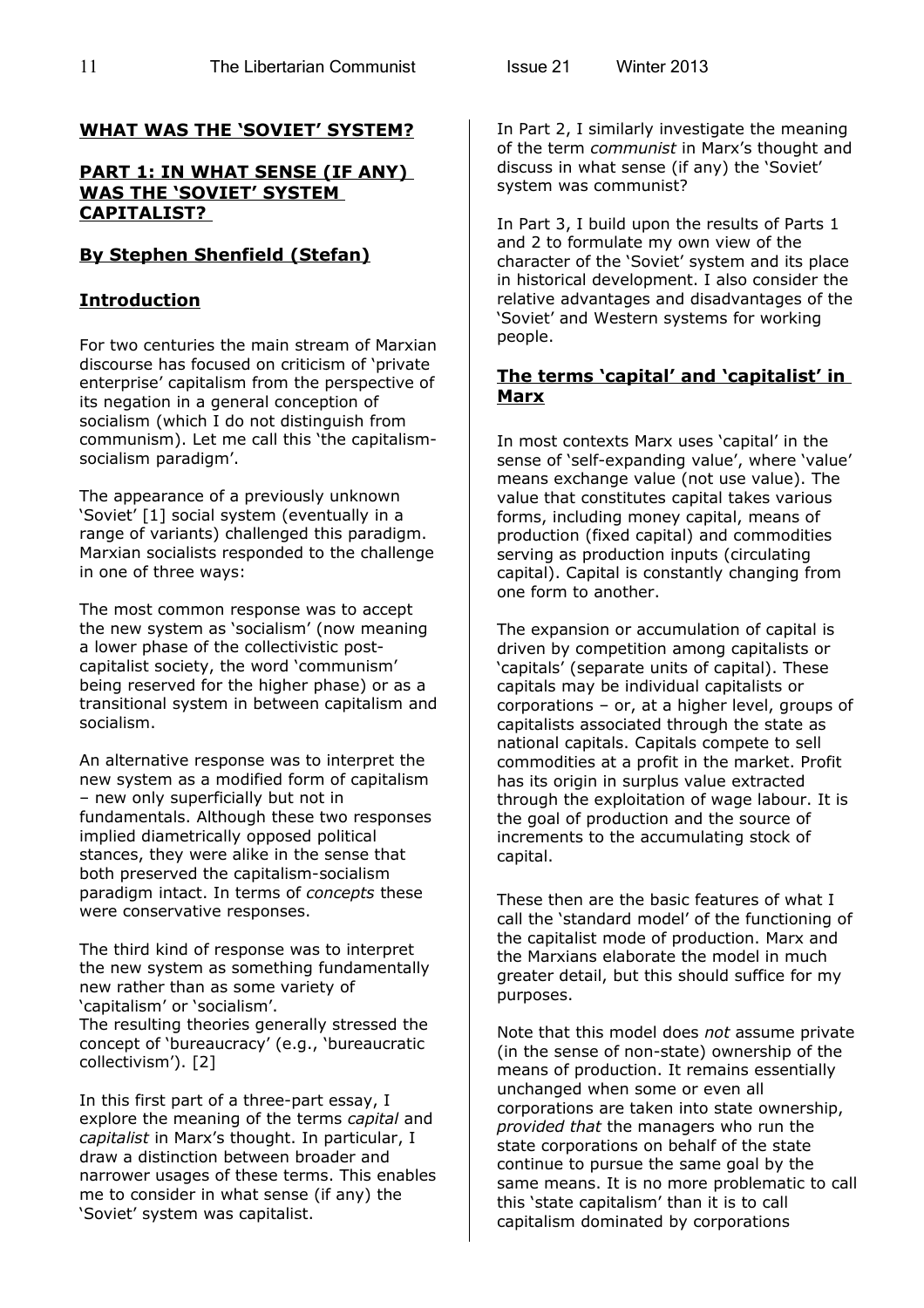## WHAT WAS THE 'SOVIET' SYSTEM?

## PART 1: IN WHAT SENSE (IF ANY) WAS THE 'SOVIET' SYSTEM CAPITALIST?

## By Stephen Shenfield (Stefan)

### Introduction

For two centuries the main stream of Marxian discourse has focused on criticism of 'private enterprise' capitalism from the perspective of its negation in a general conception of socialism (which I do not distinguish from communism). Let me call this 'the capitalism-socialism paradigm'.

The appearance of a previously unknown 'Soviet' [1] social system (eventually in a range of variants) challenged this paradigm. Marxian socialists responded to the challenge in one of three ways:

The most common response was to accept the new system as 'socialism' (now meaning a lower phase of the collectivistic post-capitalist society, the word 'communism' being reserved for the higher phase) or as a transitional system in between capitalism and socialism.

An alternative response was to interpret the new system as a modified form of capitalism – new only superficially but not in fundamentals. Although these two responses implied diametrically opposed political stances, they were alike in the sense that both preserved the capitalism-socialism paradigm intact. In terms of *concepts* these were conservative responses.

The third kind of response was to interpret the new system as something fundamentally new rather than as some variety of 'capitalism' or 'socialism'.
The resulting theories generally stressed the concept of 'bureaucracy' (e.g., 'bureaucratic collectivism'). [2]

In this first part of a three-part essay, I explore the meaning of the terms *capital* and *capitalist* in Marx's thought. In particular, I draw a distinction between broader and narrower usages of these terms. This enables me to consider in what sense (if any) the 'Soviet' system was capitalist.

In Part 2, I similarly investigate the meaning of the term *communist* in Marx's thought and discuss in what sense (if any) the 'Soviet' system was communist?

In Part 3, I build upon the results of Parts 1 and 2 to formulate my own view of the character of the 'Soviet' system and its place in historical development. I also consider the relative advantages and disadvantages of the 'Soviet' and Western systems for working people.

### The terms 'capital' and 'capitalist' in Marx

In most contexts Marx uses 'capital' in the sense of 'self-expanding value', where 'value' means exchange value (not use value). The value that constitutes capital takes various forms, including money capital, means of production (fixed capital) and commodities serving as production inputs (circulating capital). Capital is constantly changing from one form to another.

The expansion or accumulation of capital is driven by competition among capitalists or 'capitals' (separate units of capital). These capitals may be individual capitalists or corporations – or, at a higher level, groups of capitalists associated through the state as national capitals. Capitals compete to sell commodities at a profit in the market. Profit has its origin in surplus value extracted through the exploitation of wage labour. It is the goal of production and the source of increments to the accumulating stock of capital.

These then are the basic features of what I call the 'standard model' of the functioning of the capitalist mode of production. Marx and the Marxians elaborate the model in much greater detail, but this should suffice for my purposes.

Note that this model does *not* assume private (in the sense of non-state) ownership of the means of production. It remains essentially unchanged when some or even all corporations are taken into state ownership, *provided that* the managers who run the state corporations on behalf of the state continue to pursue the same goal by the same means. It is no more problematic to call this 'state capitalism' than it is to call capitalism dominated by corporations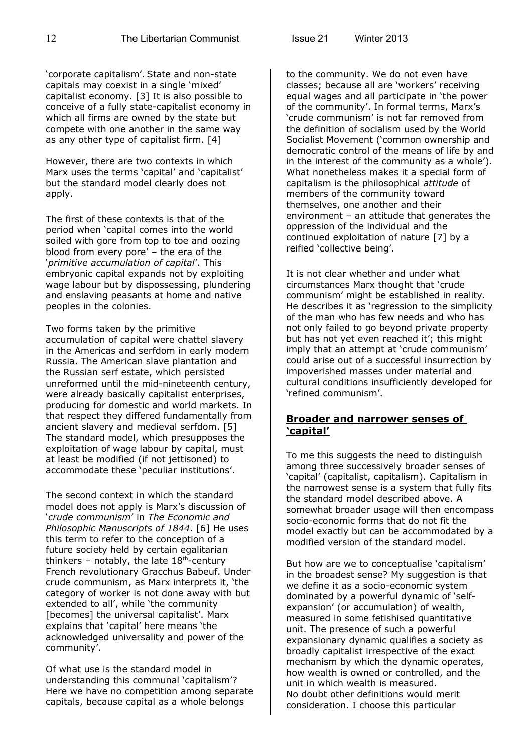'corporate capitalism'. State and non-state capitals may coexist in a single 'mixed' capitalist economy. [3] It is also possible to conceive of a fully state-capitalist economy in which all firms are owned by the state but compete with one another in the same way as any other type of capitalist firm. [4]

However, there are two contexts in which Marx uses the terms 'capital' and 'capitalist' but the standard model clearly does not apply.

The first of these contexts is that of the period when 'capital comes into the world soiled with gore from top to toe and oozing blood from every pore' – the era of the '*primitive accumulation of capital*'. This embryonic capital expands not by exploiting wage labour but by dispossessing, plundering and enslaving peasants at home and native peoples in the colonies.

Two forms taken by the primitive accumulation of capital were chattel slavery in the Americas and serfdom in early modern Russia. The American slave plantation and the Russian serf estate, which persisted unreformed until the mid-nineteenth century, were already basically capitalist enterprises, producing for domestic and world markets. In that respect they differed fundamentally from ancient slavery and medieval serfdom. [5] The standard model, which presupposes the exploitation of wage labour by capital, must at least be modified (if not jettisoned) to accommodate these 'peculiar institutions'.

The second context in which the standard model does not apply is Marx's discussion of '*crude communism*' in *The Economic and Philosophic Manuscripts of 1844*. [6] He uses this term to refer to the conception of a future society held by certain egalitarian thinkers – notably, the late 18th-century French revolutionary Gracchus Babeuf. Under crude communism, as Marx interprets it, 'the category of worker is not done away with but extended to all', while 'the community [becomes] the universal capitalist'. Marx explains that 'capital' here means 'the acknowledged universality and power of the community'.

Of what use is the standard model in understanding this communal 'capitalism'? Here we have no competition among separate capitals, because capital as a whole belongs to the community. We do not even have classes; because all are 'workers' receiving equal wages and all participate in 'the power of the community'. In formal terms, Marx's 'crude communism' is not far removed from the definition of socialism used by the World Socialist Movement ('common ownership and democratic control of the means of life by and in the interest of the community as a whole'). What nonetheless makes it a special form of capitalism is the philosophical *attitude* of members of the community toward themselves, one another and their environment – an attitude that generates the oppression of the individual and the continued exploitation of nature [7] by a reified 'collective being'.

It is not clear whether and under what circumstances Marx thought that 'crude communism' might be established in reality. He describes it as 'regression to the simplicity of the man who has few needs and who has not only failed to go beyond private property but has not yet even reached it'; this might imply that an attempt at 'crude communism' could arise out of a successful insurrection by impoverished masses under material and cultural conditions insufficiently developed for 'refined communism'.

## Broader and narrower senses of 'capital'

To me this suggests the need to distinguish among three successively broader senses of 'capital' (capitalist, capitalism). Capitalism in the narrowest sense is a system that fully fits the standard model described above. A somewhat broader usage will then encompass socio-economic forms that do not fit the model exactly but can be accommodated by a modified version of the standard model.

But how are we to conceptualise 'capitalism' in the broadest sense? My suggestion is that we define it as a socio-economic system dominated by a powerful dynamic of 'self-expansion' (or accumulation) of wealth, measured in some fetishised quantitative unit. The presence of such a powerful expansionary dynamic qualifies a society as broadly capitalist irrespective of the exact mechanism by which the dynamic operates, how wealth is owned or controlled, and the unit in which wealth is measured.
No doubt other definitions would merit consideration. I choose this particular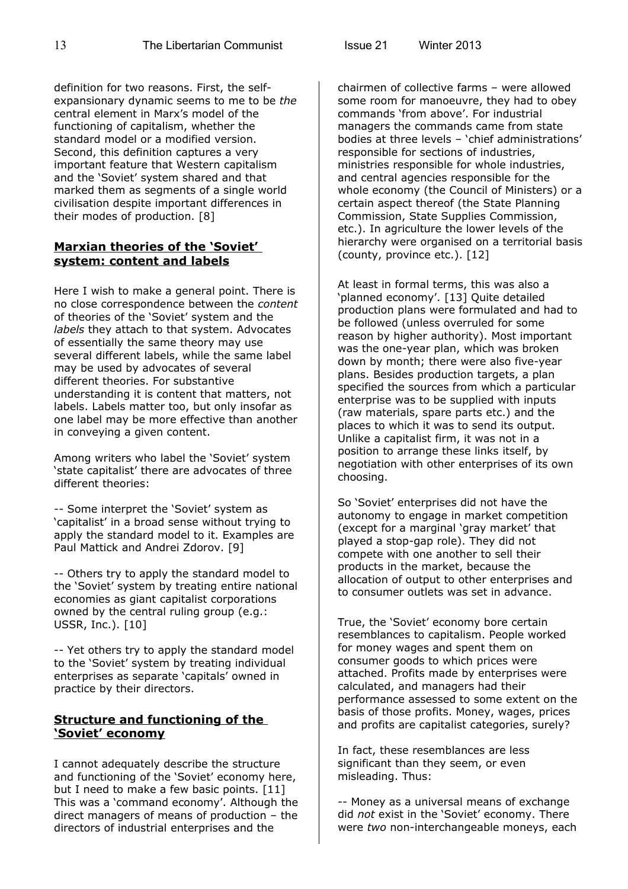definition for two reasons. First, the self-expansionary dynamic seems to me to be *the* central element in Marx's model of the functioning of capitalism, whether the standard model or a modified version. Second, this definition captures a very important feature that Western capitalism and the 'Soviet' system shared and that marked them as segments of a single world civilisation despite important differences in their modes of production. [8]

## Marxian theories of the 'Soviet' system: content and labels

Here I wish to make a general point. There is no close correspondence between the *content* of theories of the 'Soviet' system and the *labels* they attach to that system. Advocates of essentially the same theory may use several different labels, while the same label may be used by advocates of several different theories. For substantive understanding it is content that matters, not labels. Labels matter too, but only insofar as one label may be more effective than another in conveying a given content.

Among writers who label the 'Soviet' system 'state capitalist' there are advocates of three different theories:

-- Some interpret the 'Soviet' system as 'capitalist' in a broad sense without trying to apply the standard model to it. Examples are Paul Mattick and Andrei Zdorov. [9]

-- Others try to apply the standard model to the 'Soviet' system by treating entire national economies as giant capitalist corporations owned by the central ruling group (e.g.: USSR, Inc.). [10]

-- Yet others try to apply the standard model to the 'Soviet' system by treating individual enterprises as separate 'capitals' owned in practice by their directors.

## Structure and functioning of the 'Soviet' economy

I cannot adequately describe the structure and functioning of the 'Soviet' economy here, but I need to make a few basic points. [11] This was a 'command economy'. Although the direct managers of means of production – the directors of industrial enterprises and the chairmen of collective farms – were allowed some room for manoeuvre, they had to obey commands 'from above'. For industrial managers the commands came from state bodies at three levels – 'chief administrations' responsible for sections of industries, ministries responsible for whole industries, and central agencies responsible for the whole economy (the Council of Ministers) or a certain aspect thereof (the State Planning Commission, State Supplies Commission, etc.). In agriculture the lower levels of the hierarchy were organised on a territorial basis (county, province etc.). [12]

At least in formal terms, this was also a 'planned economy'. [13] Quite detailed production plans were formulated and had to be followed (unless overruled for some reason by higher authority). Most important was the one-year plan, which was broken down by month; there were also five-year plans. Besides production targets, a plan specified the sources from which a particular enterprise was to be supplied with inputs (raw materials, spare parts etc.) and the places to which it was to send its output. Unlike a capitalist firm, it was not in a position to arrange these links itself, by negotiation with other enterprises of its own choosing.

So 'Soviet' enterprises did not have the autonomy to engage in market competition (except for a marginal 'gray market' that played a stop-gap role). They did not compete with one another to sell their products in the market, because the allocation of output to other enterprises and to consumer outlets was set in advance.

True, the 'Soviet' economy bore certain resemblances to capitalism. People worked for money wages and spent them on consumer goods to which prices were attached. Profits made by enterprises were calculated, and managers had their performance assessed to some extent on the basis of those profits. Money, wages, prices and profits are capitalist categories, surely?

In fact, these resemblances are less significant than they seem, or even misleading. Thus:

-- Money as a universal means of exchange did *not* exist in the 'Soviet' economy. There were *two* non-interchangeable moneys, each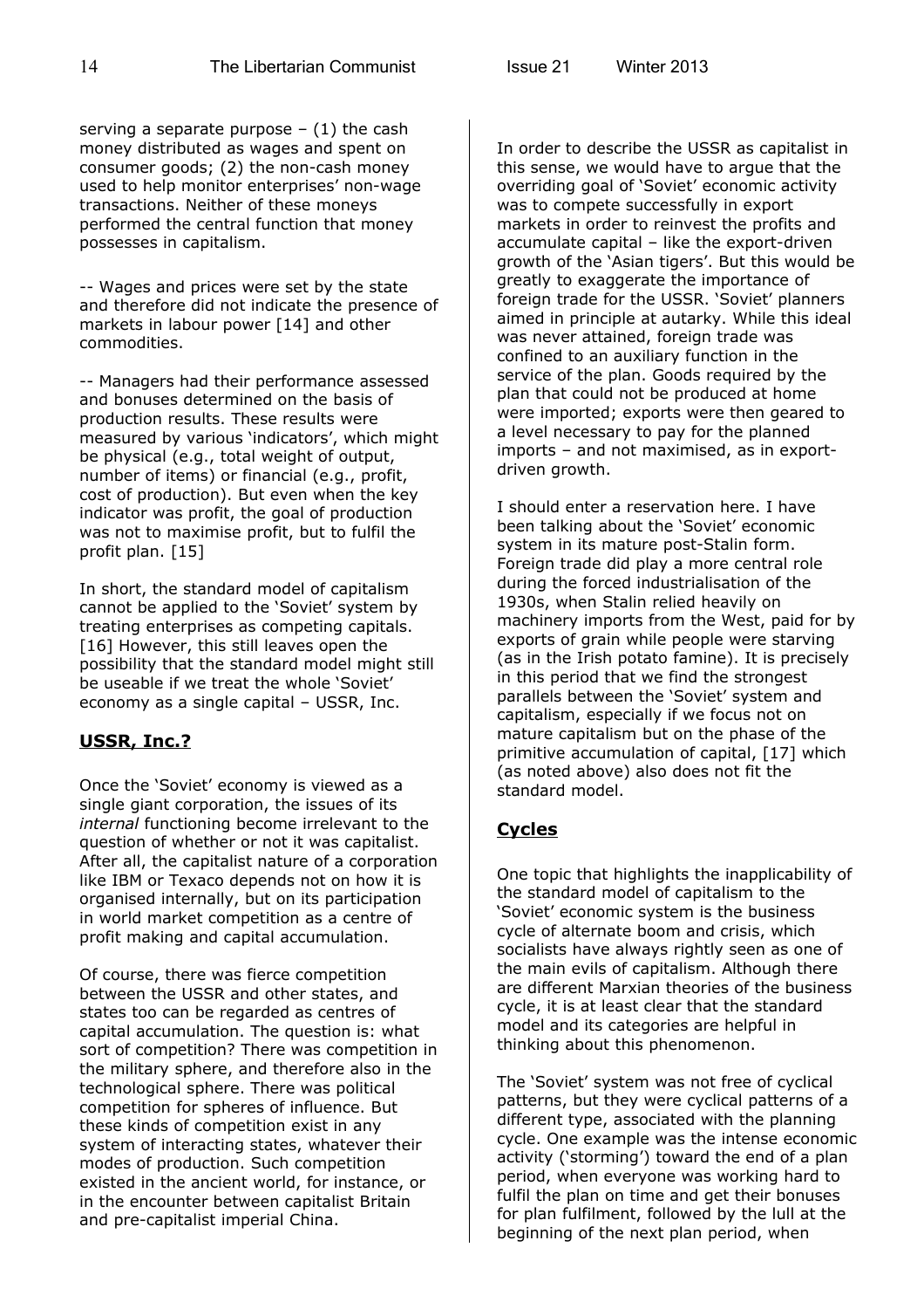serving a separate purpose – (1) the cash money distributed as wages and spent on consumer goods; (2) the non-cash money used to help monitor enterprises' non-wage transactions. Neither of these moneys performed the central function that money possesses in capitalism.

-- Wages and prices were set by the state and therefore did not indicate the presence of markets in labour power [14] and other commodities.

-- Managers had their performance assessed and bonuses determined on the basis of production results. These results were measured by various 'indicators', which might be physical (e.g., total weight of output, number of items) or financial (e.g., profit, cost of production). But even when the key indicator was profit, the goal of production was not to maximise profit, but to fulfil the profit plan. [15]

In short, the standard model of capitalism cannot be applied to the 'Soviet' system by treating enterprises as competing capitals. [16] However, this still leaves open the possibility that the standard model might still be useable if we treat the whole 'Soviet' economy as a single capital – USSR, Inc.

## USSR, Inc.?

Once the 'Soviet' economy is viewed as a single giant corporation, the issues of its *internal* functioning become irrelevant to the question of whether or not it was capitalist. After all, the capitalist nature of a corporation like IBM or Texaco depends not on how it is organised internally, but on its participation in world market competition as a centre of profit making and capital accumulation.

Of course, there was fierce competition between the USSR and other states, and states too can be regarded as centres of capital accumulation. The question is: what sort of competition? There was competition in the military sphere, and therefore also in the technological sphere. There was political competition for spheres of influence. But these kinds of competition exist in any system of interacting states, whatever their modes of production. Such competition existed in the ancient world, for instance, or in the encounter between capitalist Britain and pre-capitalist imperial China.

In order to describe the USSR as capitalist in this sense, we would have to argue that the overriding goal of 'Soviet' economic activity was to compete successfully in export markets in order to reinvest the profits and accumulate capital – like the export-driven growth of the 'Asian tigers'. But this would be greatly to exaggerate the importance of foreign trade for the USSR. 'Soviet' planners aimed in principle at autarky. While this ideal was never attained, foreign trade was confined to an auxiliary function in the service of the plan. Goods required by the plan that could not be produced at home were imported; exports were then geared to a level necessary to pay for the planned imports – and not maximised, as in export-driven growth.

I should enter a reservation here. I have been talking about the 'Soviet' economic system in its mature post-Stalin form. Foreign trade did play a more central role during the forced industrialisation of the 1930s, when Stalin relied heavily on machinery imports from the West, paid for by exports of grain while people were starving (as in the Irish potato famine). It is precisely in this period that we find the strongest parallels between the 'Soviet' system and capitalism, especially if we focus not on mature capitalism but on the phase of the primitive accumulation of capital, [17] which (as noted above) also does not fit the standard model.

## Cycles

One topic that highlights the inapplicability of the standard model of capitalism to the 'Soviet' economic system is the business cycle of alternate boom and crisis, which socialists have always rightly seen as one of the main evils of capitalism. Although there are different Marxian theories of the business cycle, it is at least clear that the standard model and its categories are helpful in thinking about this phenomenon.

The 'Soviet' system was not free of cyclical patterns, but they were cyclical patterns of a different type, associated with the planning cycle. One example was the intense economic activity ('storming') toward the end of a plan period, when everyone was working hard to fulfil the plan on time and get their bonuses for plan fulfilment, followed by the lull at the beginning of the next plan period, when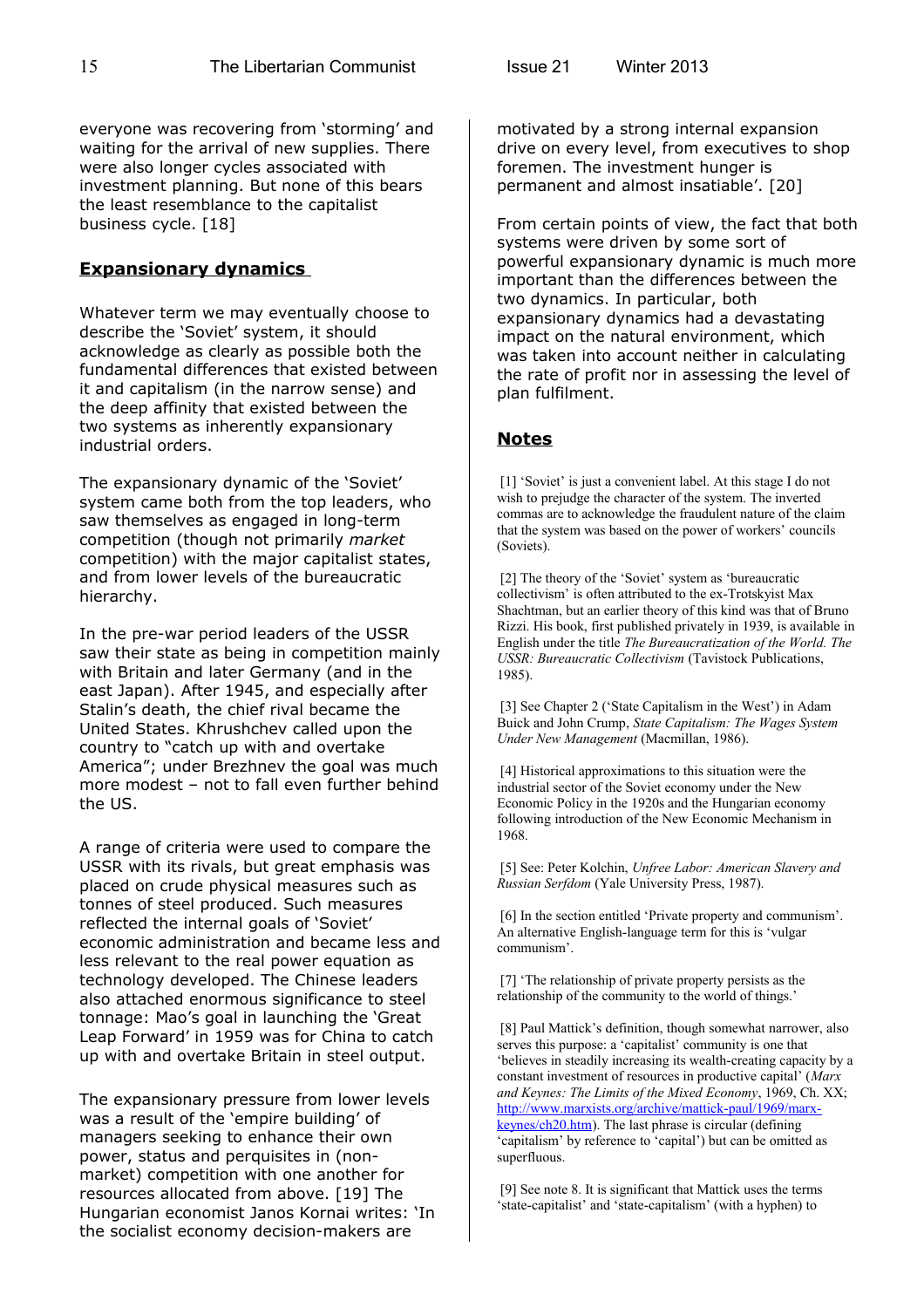everyone was recovering from 'storming' and waiting for the arrival of new supplies. There were also longer cycles associated with investment planning. But none of this bears the least resemblance to the capitalist business cycle. [18]

## Expansionary dynamics

Whatever term we may eventually choose to describe the 'Soviet' system, it should acknowledge as clearly as possible both the fundamental differences that existed between it and capitalism (in the narrow sense) and the deep affinity that existed between the two systems as inherently expansionary industrial orders.

The expansionary dynamic of the 'Soviet' system came both from the top leaders, who saw themselves as engaged in long-term competition (though not primarily *market* competition) with the major capitalist states, and from lower levels of the bureaucratic hierarchy.

In the pre-war period leaders of the USSR saw their state as being in competition mainly with Britain and later Germany (and in the east Japan). After 1945, and especially after Stalin's death, the chief rival became the United States. Khrushchev called upon the country to "catch up with and overtake America"; under Brezhnev the goal was much more modest – not to fall even further behind the US.

A range of criteria were used to compare the USSR with its rivals, but great emphasis was placed on crude physical measures such as tonnes of steel produced. Such measures reflected the internal goals of 'Soviet' economic administration and became less and less relevant to the real power equation as technology developed. The Chinese leaders also attached enormous significance to steel tonnage: Mao's goal in launching the 'Great Leap Forward' in 1959 was for China to catch up with and overtake Britain in steel output.

The expansionary pressure from lower levels was a result of the 'empire building' of managers seeking to enhance their own power, status and perquisites in (non-market) competition with one another for resources allocated from above. [19] The Hungarian economist Janos Kornai writes: 'In the socialist economy decision-makers are motivated by a strong internal expansion drive on every level, from executives to shop foremen. The investment hunger is permanent and almost insatiable'. [20]

From certain points of view, the fact that both systems were driven by some sort of powerful expansionary dynamic is much more important than the differences between the two dynamics. In particular, both expansionary dynamics had a devastating impact on the natural environment, which was taken into account neither in calculating the rate of profit nor in assessing the level of plan fulfilment.

## Notes

[1] 'Soviet' is just a convenient label. At this stage I do not wish to prejudge the character of the system. The inverted commas are to acknowledge the fraudulent nature of the claim that the system was based on the power of workers' councils (Soviets).

[2] The theory of the 'Soviet' system as 'bureaucratic collectivism' is often attributed to the ex-Trotskyist Max Shachtman, but an earlier theory of this kind was that of Bruno Rizzi. His book, first published privately in 1939, is available in English under the title *The Bureaucratization of the World. The USSR: Bureaucratic Collectivism* (Tavistock Publications, 1985).

[3] See Chapter 2 ('State Capitalism in the West') in Adam Buick and John Crump, *State Capitalism: The Wages System Under New Management* (Macmillan, 1986).

[4] Historical approximations to this situation were the industrial sector of the Soviet economy under the New Economic Policy in the 1920s and the Hungarian economy following introduction of the New Economic Mechanism in 1968.

[5] See: Peter Kolchin, *Unfree Labor: American Slavery and Russian Serfdom* (Yale University Press, 1987).

[6] In the section entitled 'Private property and communism'. An alternative English-language term for this is 'vulgar communism'.

[7] 'The relationship of private property persists as the relationship of the community to the world of things.'

[8] Paul Mattick's definition, though somewhat narrower, also serves this purpose: a 'capitalist' community is one that 'believes in steadily increasing its wealth-creating capacity by a constant investment of resources in productive capital' (*Marx and Keynes: The Limits of the Mixed Economy*, 1969, Ch. XX; http://www.marxists.org/archive/mattick-paul/1969/marx-keynes/ch20.htm). The last phrase is circular (defining 'capitalism' by reference to 'capital') but can be omitted as superfluous.

[9] See note 8. It is significant that Mattick uses the terms 'state-capitalist' and 'state-capitalism' (with a hyphen) to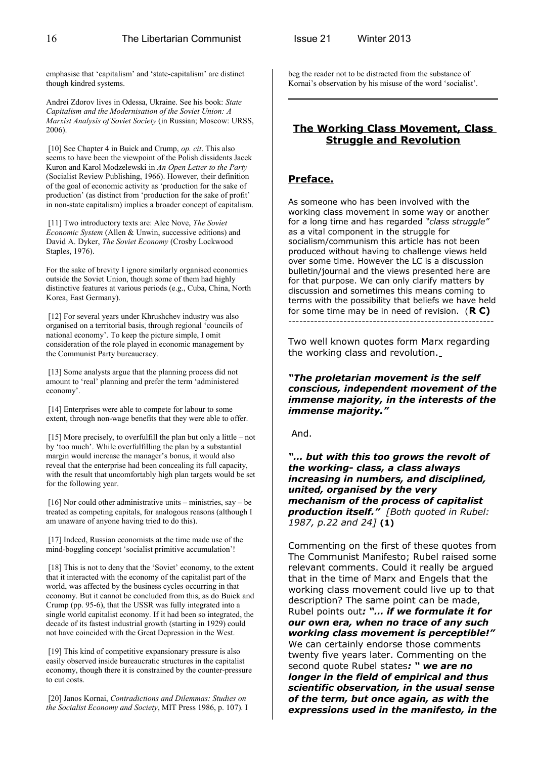emphasise that 'capitalism' and 'state-capitalism' are distinct though kindred systems.

Andrei Zdorov lives in Odessa, Ukraine. See his book: *State Capitalism and the Modernisation of the Soviet Union: A Marxist Analysis of Soviet Society* (in Russian; Moscow: URSS, 2006).

[10] See Chapter 4 in Buick and Crump, *op. cit*. This also seems to have been the viewpoint of the Polish dissidents Jacek Kuron and Karol Modzelewski in *An Open Letter to the Party* (Socialist Review Publishing, 1966). However, their definition of the goal of economic activity as 'production for the sake of production' (as distinct from 'production for the sake of profit' in non-state capitalism) implies a broader concept of capitalism.

[11] Two introductory texts are: Alec Nove, *The Soviet Economic System* (Allen & Unwin, successive editions) and David A. Dyker, *The Soviet Economy* (Crosby Lockwood Staples, 1976).

For the sake of brevity I ignore similarly organised economies outside the Soviet Union, though some of them had highly distinctive features at various periods (e.g., Cuba, China, North Korea, East Germany).

[12] For several years under Khrushchev industry was also organised on a territorial basis, through regional 'councils of national economy'. To keep the picture simple, I omit consideration of the role played in economic management by the Communist Party bureaucracy.

[13] Some analysts argue that the planning process did not amount to 'real' planning and prefer the term 'administered economy'.

[14] Enterprises were able to compete for labour to some extent, through non-wage benefits that they were able to offer.

[15] More precisely, to overfulfill the plan but only a little – not by 'too much'. While overfulfilling the plan by a substantial margin would increase the manager's bonus, it would also reveal that the enterprise had been concealing its full capacity, with the result that uncomfortably high plan targets would be set for the following year.

[16] Nor could other administrative units – ministries, say – be treated as competing capitals, for analogous reasons (although I am unaware of anyone having tried to do this).

[17] Indeed, Russian economists at the time made use of the mind-boggling concept 'socialist primitive accumulation'!

[18] This is not to deny that the 'Soviet' economy, to the extent that it interacted with the economy of the capitalist part of the world, was affected by the business cycles occurring in that economy. But it cannot be concluded from this, as do Buick and Crump (pp. 95-6), that the USSR was fully integrated into a single world capitalist economy. If it had been so integrated, the decade of its fastest industrial growth (starting in 1929) could not have coincided with the Great Depression in the West.

[19] This kind of competitive expansionary pressure is also easily observed inside bureaucratic structures in the capitalist economy, though there it is constrained by the counter-pressure to cut costs.

[20] Janos Kornai, *Contradictions and Dilemmas: Studies on the Socialist Economy and Society*, MIT Press 1986, p. 107). I beg the reader not to be distracted from the substance of Kornai's observation by his misuse of the word 'socialist'.

---

## The Working Class Movement, Class Struggle and Revolution

### Preface.

As someone who has been involved with the working class movement in some way or another for a long time and has regarded *"class struggle"* as a vital component in the struggle for socialism/communism this article has not been produced without having to challenge views held over some time. However the LC is a discussion bulletin/journal and the views presented here are for that purpose. We can only clarify matters by discussion and sometimes this means coming to terms with the possibility that beliefs we have held for some time may be in need of revision. (**R C)**

---

Two well known quotes form Marx regarding the working class and revolution.

***"The proletarian movement is the self conscious, independent movement of the immense majority, in the interests of the immense majority."***

And.

***"... but with this too grows the revolt of the working- class, a class always increasing in numbers, and disciplined, united, organised by the very mechanism of the process of capitalist production itself."*** *[Both quoted in Rubel: 1987, p.22 and 24]* **(1)**

Commenting on the first of these quotes from The Communist Manifesto; Rubel raised some relevant comments. Could it really be argued that in the time of Marx and Engels that the working class movement could live up to that description? The same point can be made, Rubel points out***: "... if we formulate it for our own era, when no trace of any such working class movement is perceptible!"*** We can certainly endorse those comments twenty five years later. Commenting on the second quote Rubel states***: " we are no longer in the field of empirical and thus scientific observation, in the usual sense of the term, but once again, as with the expressions used in the manifesto, in the***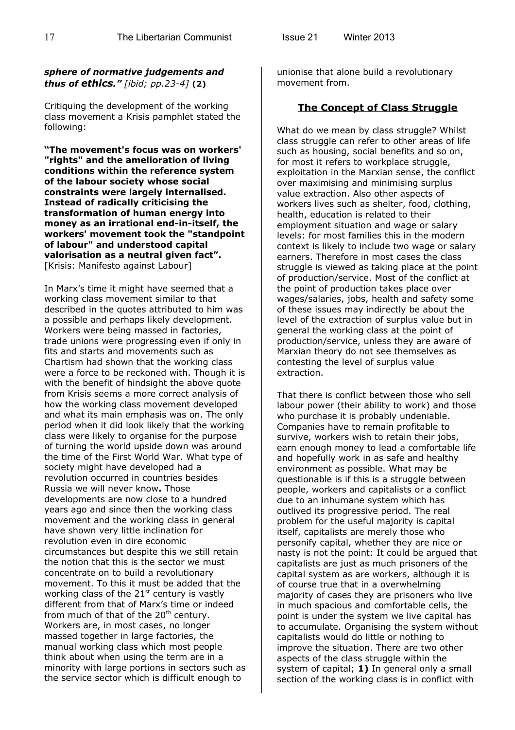***sphere of normative judgements and thus of ethics."** [ibid; pp.23-4]* **(2)**

Critiquing the development of the working class movement a Krisis pamphlet stated the following:

**"The movement's focus was on workers' "rights" and the amelioration of living conditions within the reference system of the labour society whose social constraints were largely internalised. Instead of radically criticising the transformation of human energy into money as an irrational end-in-itself, the workers' movement took the "standpoint of labour" and understood capital valorisation as a neutral given fact".** [Krisis: Manifesto against Labour]

In Marx's time it might have seemed that a working class movement similar to that described in the quotes attributed to him was a possible and perhaps likely development. Workers were being massed in factories, trade unions were progressing even if only in fits and starts and movements such as Chartism had shown that the working class were a force to be reckoned with. Though it is with the benefit of hindsight the above quote from Krisis seems a more correct analysis of how the working class movement developed and what its main emphasis was on. The only period when it did look likely that the working class were likely to organise for the purpose of turning the world upside down was around the time of the First World War. What type of society might have developed had a revolution occurred in countries besides Russia we will never know**.** Those developments are now close to a hundred years ago and since then the working class movement and the working class in general have shown very little inclination for revolution even in dire economic circumstances but despite this we still retain the notion that this is the sector we must concentrate on to build a revolutionary movement. To this it must be added that the working class of the 21st century is vastly different from that of Marx's time or indeed from much of that of the 20th century. Workers are, in most cases, no longer massed together in large factories, the manual working class which most people think about when using the term are in a minority with large portions in sectors such as the service sector which is difficult enough to unionise that alone build a revolutionary movement from.

## The Concept of Class Struggle

What do we mean by class struggle? Whilst class struggle can refer to other areas of life such as housing, social benefits and so on, for most it refers to workplace struggle, exploitation in the Marxian sense, the conflict over maximising and minimising surplus value extraction. Also other aspects of workers lives such as shelter, food, clothing, health, education is related to their employment situation and wage or salary levels: for most families this in the modern context is likely to include two wage or salary earners. Therefore in most cases the class struggle is viewed as taking place at the point of production/service. Most of the conflict at the point of production takes place over wages/salaries, jobs, health and safety some of these issues may indirectly be about the level of the extraction of surplus value but in general the working class at the point of production/service, unless they are aware of Marxian theory do not see themselves as contesting the level of surplus value extraction.

That there is conflict between those who sell labour power (their ability to work) and those who purchase it is probably undeniable. Companies have to remain profitable to survive, workers wish to retain their jobs, earn enough money to lead a comfortable life and hopefully work in as safe and healthy environment as possible. What may be questionable is if this is a struggle between people, workers and capitalists or a conflict due to an inhumane system which has outlived its progressive period. The real problem for the useful majority is capital itself, capitalists are merely those who personify capital, whether they are nice or nasty is not the point: It could be argued that capitalists are just as much prisoners of the capital system as are workers, although it is of course true that in a overwhelming majority of cases they are prisoners who live in much spacious and comfortable cells, the point is under the system we live capital has to accumulate. Organising the system without capitalists would do little or nothing to improve the situation. There are two other aspects of the class struggle within the system of capital; **1)** In general only a small section of the working class is in conflict with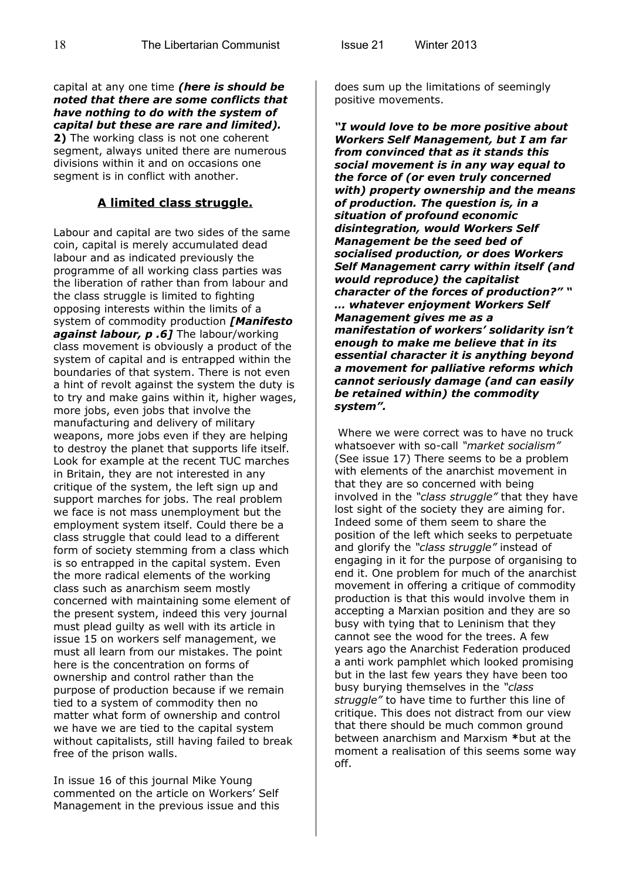capital at any one time ***(here is should be noted that there are some conflicts that have nothing to do with the system of capital but these are rare and limited).***

**2)** The working class is not one coherent segment, always united there are numerous divisions within it and on occasions one segment is in conflict with another.

## A limited class struggle.

Labour and capital are two sides of the same coin, capital is merely accumulated dead labour and as indicated previously the programme of all working class parties was the liberation of rather than from labour and the class struggle is limited to fighting opposing interests within the limits of a system of commodity production ***[Manifesto against labour, p .6]*** The labour/working class movement is obviously a product of the system of capital and is entrapped within the boundaries of that system. There is not even a hint of revolt against the system the duty is to try and make gains within it, higher wages, more jobs, even jobs that involve the manufacturing and delivery of military weapons, more jobs even if they are helping to destroy the planet that supports life itself. Look for example at the recent TUC marches in Britain, they are not interested in any critique of the system, the left sign up and support marches for jobs. The real problem we face is not mass unemployment but the employment system itself. Could there be a class struggle that could lead to a different form of society stemming from a class which is so entrapped in the capital system. Even the more radical elements of the working class such as anarchism seem mostly concerned with maintaining some element of the present system, indeed this very journal must plead guilty as well with its article in issue 15 on workers self management, we must all learn from our mistakes. The point here is the concentration on forms of ownership and control rather than the purpose of production because if we remain tied to a system of commodity then no matter what form of ownership and control we have we are tied to the capital system without capitalists, still having failed to break free of the prison walls.

In issue 16 of this journal Mike Young commented on the article on Workers' Self Management in the previous issue and this does sum up the limitations of seemingly positive movements.

***"I would love to be more positive about Workers Self Management, but I am far from convinced that as it stands this social movement is in any way equal to the force of (or even truly concerned with) property ownership and the means of production. The question is, in a situation of profound economic disintegration, would Workers Self Management be the seed bed of socialised production, or does Workers Self Management carry within itself (and would reproduce) the capitalist character of the forces of production?" " … whatever enjoyment Workers Self Management gives me as a manifestation of workers' solidarity isn't enough to make me believe that in its essential character it is anything beyond a movement for palliative reforms which cannot seriously damage (and can easily be retained within) the commodity system".***

Where we were correct was to have no truck whatsoever with so-call *"market socialism"* (See issue 17) There seems to be a problem with elements of the anarchist movement in that they are so concerned with being involved in the *"class struggle"* that they have lost sight of the society they are aiming for. Indeed some of them seem to share the position of the left which seeks to perpetuate and glorify the *"class struggle"* instead of engaging in it for the purpose of organising to end it. One problem for much of the anarchist movement in offering a critique of commodity production is that this would involve them in accepting a Marxian position and they are so busy with tying that to Leninism that they cannot see the wood for the trees. A few years ago the Anarchist Federation produced a anti work pamphlet which looked promising but in the last few years they have been too busy burying themselves in the *"class struggle"* to have time to further this line of critique. This does not distract from our view that there should be much common ground between anarchism and Marxism **\***but at the moment a realisation of this seems some way off.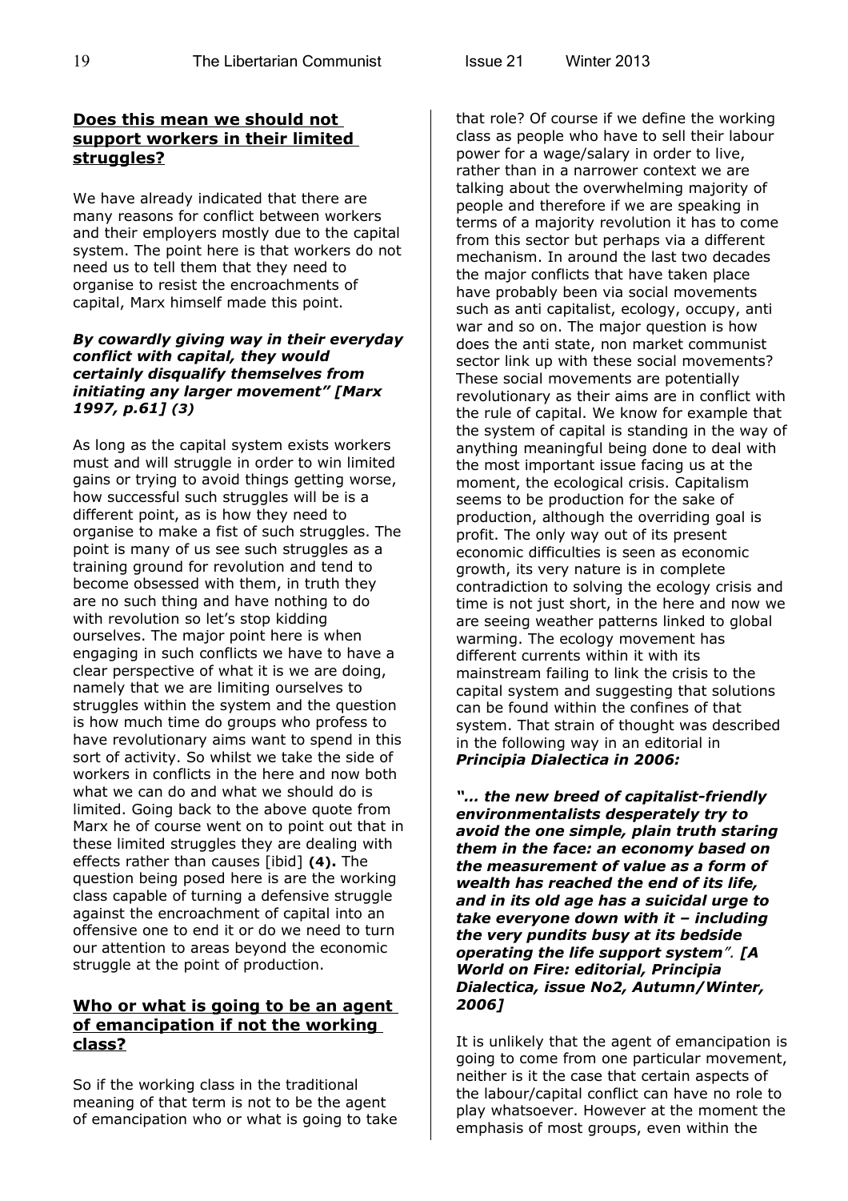## Does this mean we should not support workers in their limited struggles?

We have already indicated that there are many reasons for conflict between workers and their employers mostly due to the capital system. The point here is that workers do not need us to tell them that they need to organise to resist the encroachments of capital, Marx himself made this point.

***By cowardly giving way in their everyday conflict with capital, they would certainly disqualify themselves from initiating any larger movement" [Marx 1997, p.61] (3)***

As long as the capital system exists workers must and will struggle in order to win limited gains or trying to avoid things getting worse, how successful such struggles will be is a different point, as is how they need to organise to make a fist of such struggles. The point is many of us see such struggles as a training ground for revolution and tend to become obsessed with them, in truth they are no such thing and have nothing to do with revolution so let's stop kidding ourselves. The major point here is when engaging in such conflicts we have to have a clear perspective of what it is we are doing, namely that we are limiting ourselves to struggles within the system and the question is how much time do groups who profess to have revolutionary aims want to spend in this sort of activity. So whilst we take the side of workers in conflicts in the here and now both what we can do and what we should do is limited. Going back to the above quote from Marx he of course went on to point out that in these limited struggles they are dealing with effects rather than causes [ibid] **(4).** The question being posed here is are the working class capable of turning a defensive struggle against the encroachment of capital into an offensive one to end it or do we need to turn our attention to areas beyond the economic struggle at the point of production.

## Who or what is going to be an agent of emancipation if not the working class?

So if the working class in the traditional meaning of that term is not to be the agent of emancipation who or what is going to take that role? Of course if we define the working class as people who have to sell their labour power for a wage/salary in order to live, rather than in a narrower context we are talking about the overwhelming majority of people and therefore if we are speaking in terms of a majority revolution it has to come from this sector but perhaps via a different mechanism. In around the last two decades the major conflicts that have taken place have probably been via social movements such as anti capitalist, ecology, occupy, anti war and so on. The major question is how does the anti state, non market communist sector link up with these social movements? These social movements are potentially revolutionary as their aims are in conflict with the rule of capital. We know for example that the system of capital is standing in the way of anything meaningful being done to deal with the most important issue facing us at the moment, the ecological crisis. Capitalism seems to be production for the sake of production, although the overriding goal is profit. The only way out of its present economic difficulties is seen as economic growth, its very nature is in complete contradiction to solving the ecology crisis and time is not just short, in the here and now we are seeing weather patterns linked to global warming. The ecology movement has different currents within it with its mainstream failing to link the crisis to the capital system and suggesting that solutions can be found within the confines of that system. That strain of thought was described in the following way in an editorial in ***Principia Dialectica in 2006:***

***"... the new breed of capitalist-friendly environmentalists desperately try to avoid the one simple, plain truth staring them in the face: an economy based on the measurement of value as a form of wealth has reached the end of its life, and in its old age has a suicidal urge to take everyone down with it – including the very pundits busy at its bedside operating the life support system". [A World on Fire: editorial, Principia Dialectica, issue No2, Autumn/Winter, 2006]***

It is unlikely that the agent of emancipation is going to come from one particular movement, neither is it the case that certain aspects of the labour/capital conflict can have no role to play whatsoever. However at the moment the emphasis of most groups, even within the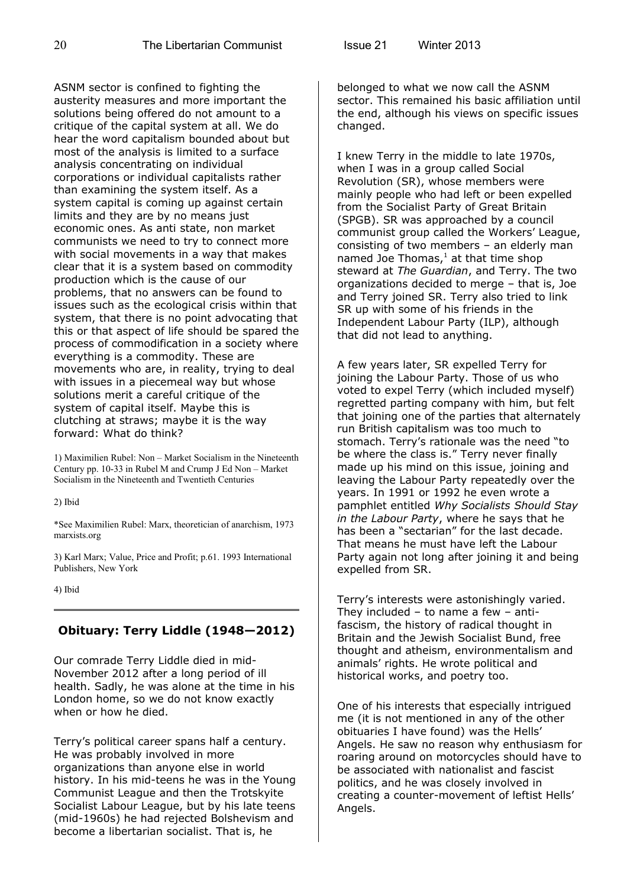ASNM sector is confined to fighting the austerity measures and more important the solutions being offered do not amount to a critique of the capital system at all. We do hear the word capitalism bounded about but most of the analysis is limited to a surface analysis concentrating on individual corporations or individual capitalists rather than examining the system itself. As a system capital is coming up against certain limits and they are by no means just economic ones. As anti state, non market communists we need to try to connect more with social movements in a way that makes clear that it is a system based on commodity production which is the cause of our problems, that no answers can be found to issues such as the ecological crisis within that system, that there is no point advocating that this or that aspect of life should be spared the process of commodification in a society where everything is a commodity. These are movements who are, in reality, trying to deal with issues in a piecemeal way but whose solutions merit a careful critique of the system of capital itself. Maybe this is clutching at straws; maybe it is the way forward: What do think?

1) Maximilien Rubel: Non – Market Socialism in the Nineteenth Century pp. 10-33 in Rubel M and Crump J Ed Non – Market Socialism in the Nineteenth and Twentieth Centuries

2) Ibid

*See Maximilien Rubel: Marx, theoretician of anarchism, 1973 marxists.org

3) Karl Marx; Value, Price and Profit; p.61. 1993 International Publishers, New York

4) Ibid

---

## Obituary: Terry Liddle (1948—2012)

Our comrade Terry Liddle died in mid-November 2012 after a long period of ill health. Sadly, he was alone at the time in his London home, so we do not know exactly when or how he died.

Terry's political career spans half a century. He was probably involved in more organizations than anyone else in world history. In his mid-teens he was in the Young Communist League and then the Trotskyite Socialist Labour League, but by his late teens (mid-1960s) he had rejected Bolshevism and become a libertarian socialist. That is, he belonged to what we now call the ASNM sector. This remained his basic affiliation until the end, although his views on specific issues changed.

I knew Terry in the middle to late 1970s, when I was in a group called Social Revolution (SR), whose members were mainly people who had left or been expelled from the Socialist Party of Great Britain (SPGB). SR was approached by a council communist group called the Workers' League, consisting of two members – an elderly man named Joe Thomas,[1] at that time shop steward at *The Guardian*, and Terry. The two organizations decided to merge – that is, Joe and Terry joined SR. Terry also tried to link SR up with some of his friends in the Independent Labour Party (ILP), although that did not lead to anything.

A few years later, SR expelled Terry for joining the Labour Party. Those of us who voted to expel Terry (which included myself) regretted parting company with him, but felt that joining one of the parties that alternately run British capitalism was too much to stomach. Terry's rationale was the need "to be where the class is." Terry never finally made up his mind on this issue, joining and leaving the Labour Party repeatedly over the years. In 1991 or 1992 he even wrote a pamphlet entitled *Why Socialists Should Stay in the Labour Party*, where he says that he has been a "sectarian" for the last decade. That means he must have left the Labour Party again not long after joining it and being expelled from SR.

Terry's interests were astonishingly varied. They included – to name a few – anti-fascism, the history of radical thought in Britain and the Jewish Socialist Bund, free thought and atheism, environmentalism and animals' rights. He wrote political and historical works, and poetry too.

One of his interests that especially intrigued me (it is not mentioned in any of the other obituaries I have found) was the Hells' Angels. He saw no reason why enthusiasm for roaring around on motorcycles should have to be associated with nationalist and fascist politics, and he was closely involved in creating a counter-movement of leftist Hells' Angels.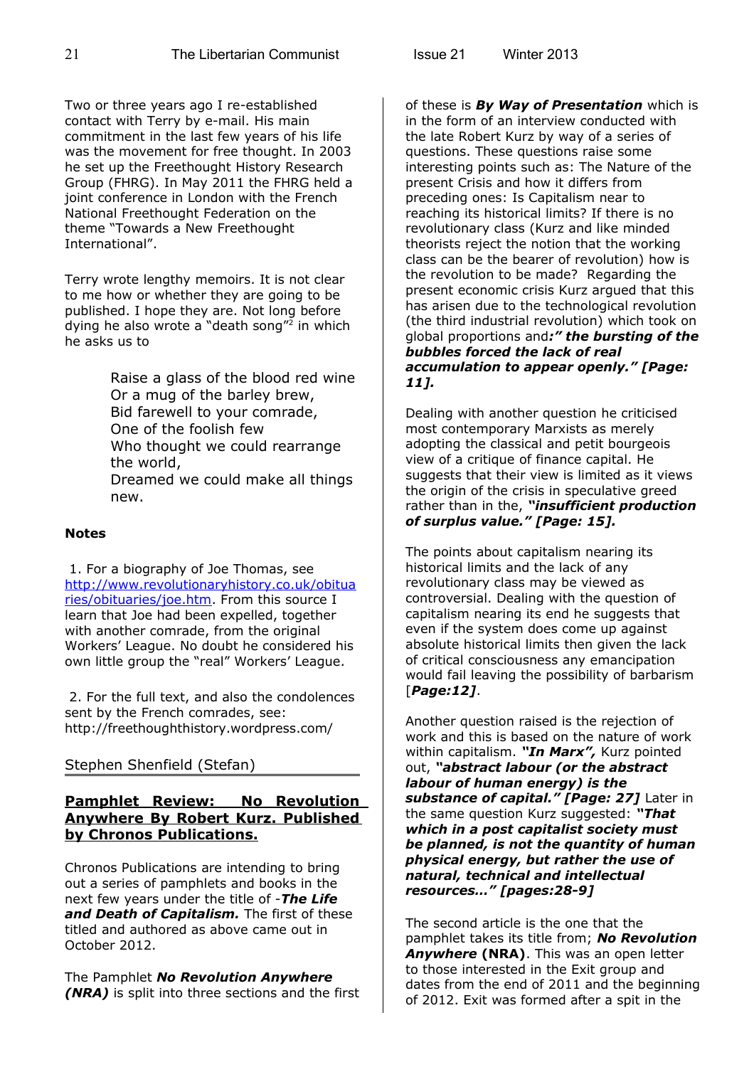Two or three years ago I re-established contact with Terry by e-mail. His main commitment in the last few years of his life was the movement for free thought. In 2003 he set up the Freethought History Research Group (FHRG). In May 2011 the FHRG held a joint conference in London with the French National Freethought Federation on the theme "Towards a New Freethought International".

Terry wrote lengthy memoirs. It is not clear to me how or whether they are going to be published. I hope they are. Not long before dying he also wrote a "death song"[2] in which he asks us to

> Raise a glass of the blood red wine
> Or a mug of the barley brew,
> Bid farewell to your comrade,
> One of the foolish few
> Who thought we could rearrange the world,
> Dreamed we could make all things new.

**Notes**

1. For a biography of Joe Thomas, see http://www.revolutionaryhistory.co.uk/obituaries/obituaries/joe.htm. From this source I learn that Joe had been expelled, together with another comrade, from the original Workers' League. No doubt he considered his own little group the "real" Workers' League.

2. For the full text, and also the condolences sent by the French comrades, see: http://freethoughthistory.wordpress.com/

Stephen Shenfield (Stefan)

## Pamphlet Review: No Revolution Anywhere By Robert Kurz. Published by Chronos Publications.

Chronos Publications are intending to bring out a series of pamphlets and books in the next few years under the title of -***The Life and Death of Capitalism.*** The first of these titled and authored as above came out in October 2012.

The Pamphlet ***No Revolution Anywhere (NRA)*** is split into three sections and the first of these is ***By Way of Presentation*** which is in the form of an interview conducted with the late Robert Kurz by way of a series of questions. These questions raise some interesting points such as: The Nature of the present Crisis and how it differs from preceding ones: Is Capitalism near to reaching its historical limits? If there is no revolutionary class (Kurz and like minded theorists reject the notion that the working class can be the bearer of revolution) how is the revolution to be made? Regarding the present economic crisis Kurz argued that this has arisen due to the technological revolution (the third industrial revolution) which took on global proportions and***:" the bursting of the bubbles forced the lack of real accumulation to appear openly." [Page: 11].***

Dealing with another question he criticised most contemporary Marxists as merely adopting the classical and petit bourgeois view of a critique of finance capital. He suggests that their view is limited as it views the origin of the crisis in speculative greed rather than in the, ***"insufficient production of surplus value." [Page: 15].***

The points about capitalism nearing its historical limits and the lack of any revolutionary class may be viewed as controversial. Dealing with the question of capitalism nearing its end he suggests that even if the system does come up against absolute historical limits then given the lack of critical consciousness any emancipation would fail leaving the possibility of barbarism [***Page:12]***.

Another question raised is the rejection of work and this is based on the nature of work within capitalism. ***"In Marx",*** Kurz pointed out, ***"abstract labour (or the abstract labour of human energy) is the substance of capital." [Page: 27]*** Later in the same question Kurz suggested: ***"That which in a post capitalist society must be planned, is not the quantity of human physical energy, but rather the use of natural, technical and intellectual resources…" [pages:28-9]***

The second article is the one that the pamphlet takes its title from; ***No Revolution Anywhere* (NRA)**. This was an open letter to those interested in the Exit group and dates from the end of 2011 and the beginning of 2012. Exit was formed after a spit in the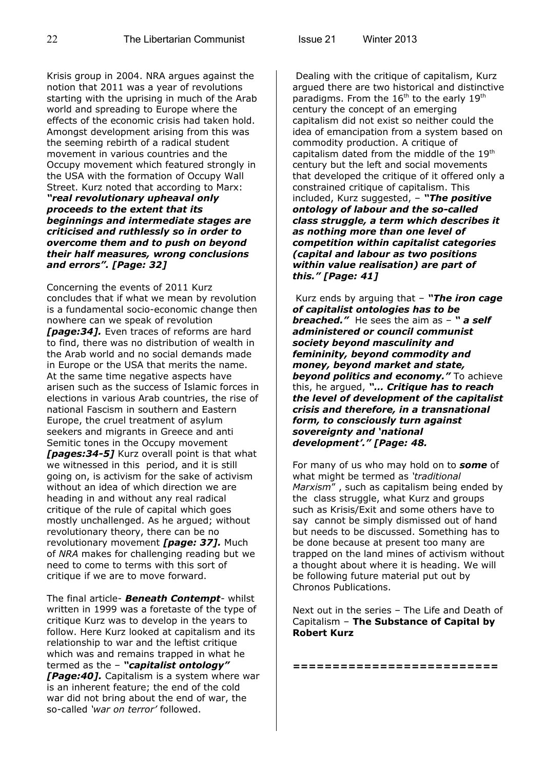Krisis group in 2004. NRA argues against the notion that 2011 was a year of revolutions starting with the uprising in much of the Arab world and spreading to Europe where the effects of the economic crisis had taken hold. Amongst development arising from this was the seeming rebirth of a radical student movement in various countries and the Occupy movement which featured strongly in the USA with the formation of Occupy Wall Street. Kurz noted that according to Marx: ***"real revolutionary upheaval only proceeds to the extent that its beginnings and intermediate stages are criticised and ruthlessly so in order to overcome them and to push on beyond their half measures, wrong conclusions and errors". [Page: 32]***

Concerning the events of 2011 Kurz concludes that if what we mean by revolution is a fundamental socio-economic change then nowhere can we speak of revolution ***[page:34].*** Even traces of reforms are hard to find, there was no distribution of wealth in the Arab world and no social demands made in Europe or the USA that merits the name. At the same time negative aspects have arisen such as the success of Islamic forces in elections in various Arab countries, the rise of national Fascism in southern and Eastern Europe, the cruel treatment of asylum seekers and migrants in Greece and anti Semitic tones in the Occupy movement ***[pages:34-5]*** Kurz overall point is that what we witnessed in this period, and it is still going on, is activism for the sake of activism without an idea of which direction we are heading in and without any real radical critique of the rule of capital which goes mostly unchallenged. As he argued; without revolutionary theory, there can be no revolutionary movement ***[page: 37].*** Much of *NRA* makes for challenging reading but we need to come to terms with this sort of critique if we are to move forward.

The final article- ***Beneath Contempt***- whilst written in 1999 was a foretaste of the type of critique Kurz was to develop in the years to follow. Here Kurz looked at capitalism and its relationship to war and the leftist critique which was and remains trapped in what he termed as the – ***"capitalist ontology" [Page:40].*** Capitalism is a system where war is an inherent feature; the end of the cold war did not bring about the end of war, the so-called *'war on terror'* followed.

Dealing with the critique of capitalism, Kurz argued there are two historical and distinctive paradigms. From the 16th to the early 19th century the concept of an emerging capitalism did not exist so neither could the idea of emancipation from a system based on commodity production. A critique of capitalism dated from the middle of the 19th century but the left and social movements that developed the critique of it offered only a constrained critique of capitalism. This included, Kurz suggested, – ***"The positive ontology of labour and the so-called class struggle, a term which describes it as nothing more than one level of competition within capitalist categories (capital and labour as two positions within value realisation) are part of this." [Page: 41]***

Kurz ends by arguing that – ***"The iron cage of capitalist ontologies has to be breached."*** He sees the aim as – ***" a self administered or council communist society beyond masculinity and femininity, beyond commodity and money, beyond market and state, beyond politics and economy."*** To achieve this, he argued, ***"… Critique has to reach the level of development of the capitalist crisis and therefore, in a transnational form, to consciously turn against sovereignty and 'national development'." [Page: 48.***

For many of us who may hold on to ***some*** of what might be termed as *'traditional Marxism*" , such as capitalism being ended by the class struggle, what Kurz and groups such as Krisis/Exit and some others have to say cannot be simply dismissed out of hand but needs to be discussed. Something has to be done because at present too many are trapped on the land mines of activism without a thought about where it is heading. We will be following future material put out by Chronos Publications.

Next out in the series – The Life and Death of Capitalism – **The Substance of Capital by Robert Kurz**

**========================**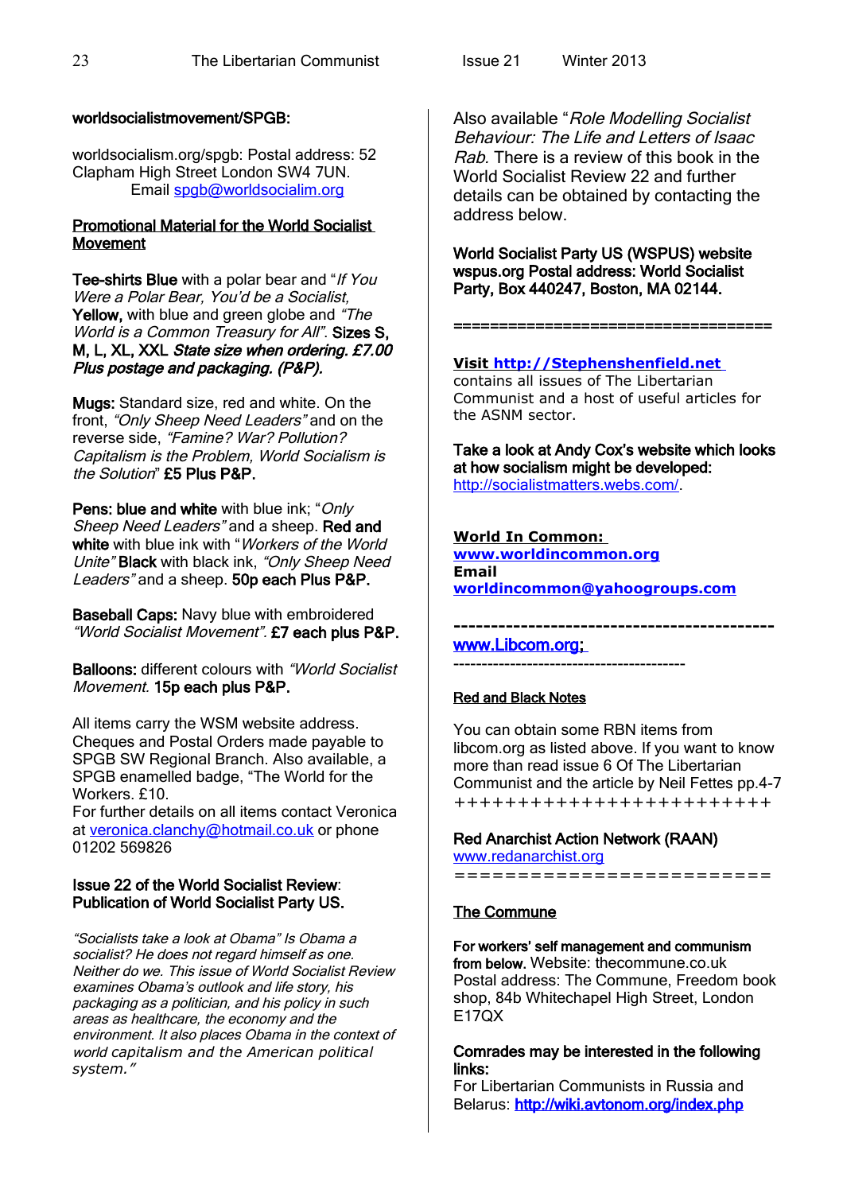**worldsocialistmovement/SPGB:**

worldsocialism.org/spgb: Postal address: 52 Clapham High Street London SW4 7UN.
Email spgb@worldsocialim.org

**Promotional Material for the World Socialist Movement**

**Tee-shirts Blue** with a polar bear and "*If You Were a Polar Bear, You'd be a Socialist*, **Yellow,** with blue and green globe and *"The World is a Common Treasury for All"*. **Sizes S, M, L, XL, XXL** ***State size when ordering. £7.00 Plus postage and packaging. (P&P).***

**Mugs:** Standard size, red and white. On the front, *"Only Sheep Need Leaders"* and on the reverse side, *"Famine? War? Pollution? Capitalism is the Problem, World Socialism is the Solution*" **£5 Plus P&P.**

**Pens: blue and white** with blue ink; "*Only Sheep Need Leaders"* and a sheep. **Red and white** with blue ink with "*Workers of the World Unite"* **Black** with black ink, *"Only Sheep Need Leaders"* and a sheep. **50p each Plus P&P.**

**Baseball Caps:** Navy blue with embroidered *"World Socialist Movement".* **£7 each plus P&P.**

**Balloons:** different colours with *"World Socialist Movement.* **15p each plus P&P.**

All items carry the WSM website address. Cheques and Postal Orders made payable to SPGB SW Regional Branch. Also available, a SPGB enamelled badge, "The World for the Workers. £10.
For further details on all items contact Veronica at veronica.clanchy@hotmail.co.uk or phone 01202 569826

**Issue 22 of the World Socialist Review: Publication of World Socialist Party US.**

*"Socialists take a look at Obama" Is Obama a socialist? He does not regard himself as one. Neither do we. This issue of World Socialist Review examines Obama's outlook and life story, his packaging as a politician, and his policy in such areas as healthcare, the economy and the environment. It also places Obama in the context of world capitalism and the American political system."*

Also available "*Role Modelling Socialist Behaviour: The Life and Letters of Isaac Rab.* There is a review of this book in the World Socialist Review 22 and further details can be obtained by contacting the address below.

**World Socialist Party US (WSPUS) website wspus.org Postal address: World Socialist Party, Box 440247, Boston, MA 02144.**

==================================

**Visit http://Stephenshenfield.net**
contains all issues of The Libertarian Communist and a host of useful articles for the ASNM sector.

**Take a look at Andy Cox's website which looks at how socialism might be developed:** http://socialistmatters.webs.com/.

**World In Common:**
**www.worldincommon.org**
**Email**
**worldincommon@yahoogroups.com**

---------------------------------------------

www.Libcom.org;

----------------------------------------

**Red and Black Notes**

You can obtain some RBN items from libcom.org as listed above. If you want to know more than read issue 6 Of The Libertarian Communist and the article by Neil Fettes pp.4-7
++++++++++++++++++++++++

**Red Anarchist Action Network (RAAN)**
www.redanarchist.org
========================

**The Commune**

**For workers' self management and communism from below.** Website: thecommune.co.uk
Postal address: The Commune, Freedom book shop, 84b Whitechapel High Street, London E17QX

**Comrades may be interested in the following links:**
For Libertarian Communists in Russia and Belarus: **http://wiki.avtonom.org/index.php**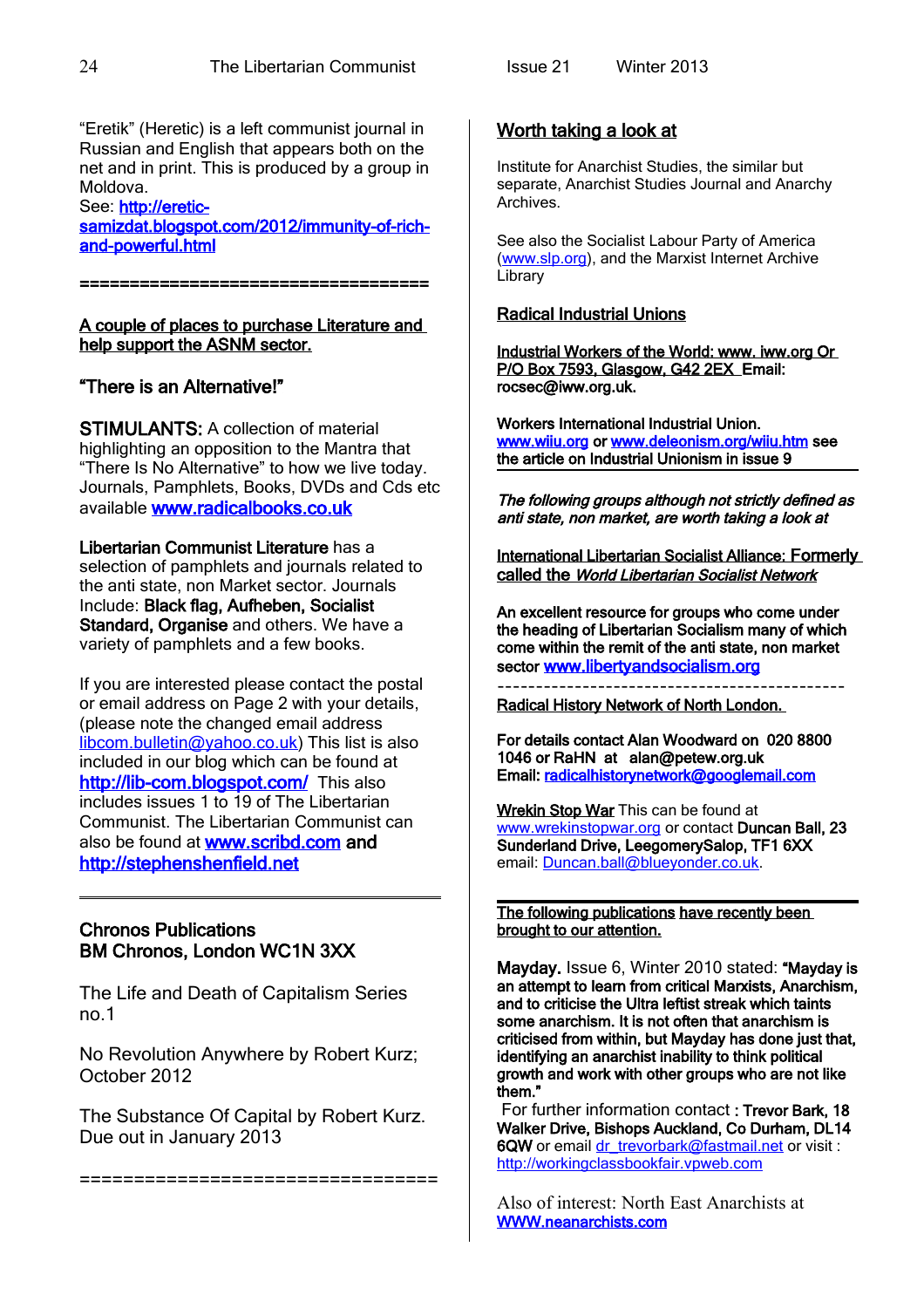"Eretik" (Heretic) is a left communist journal in Russian and English that appears both on the net and in print. This is produced by a group in Moldova.
See: http://eretic-samizdat.blogspot.com/2012/immunity-of-rich-and-powerful.html

==================================

A couple of places to purchase Literature and help support the ASNM sector.

**"There is an Alternative!"**

**STIMULANTS:** A collection of material highlighting an opposition to the Mantra that "There Is No Alternative" to how we live today. Journals, Pamphlets, Books, DVDs and Cds etc available **www.radicalbooks.co.uk**

**Libertarian Communist Literature** has a selection of pamphlets and journals related to the anti state, non Market sector. Journals Include: **Black flag, Aufheben, Socialist Standard, Organise** and others. We have a variety of pamphlets and a few books.

If you are interested please contact the postal or email address on Page 2 with your details, (please note the changed email address libcom.bulletin@yahoo.co.uk) This list is also included in our blog which can be found at **http://lib-com.blogspot.com/** This also includes issues 1 to 19 of The Libertarian Communist. The Libertarian Communist can also be found at **www.scribd.com** and **http://stephenshenfield.net**

---

**Chronos Publications**
**BM Chronos, London WC1N 3XX**

The Life and Death of Capitalism Series no.1

No Revolution Anywhere by Robert Kurz; October 2012

The Substance Of Capital by Robert Kurz. Due out in January 2013

================================

## Worth taking a look at

Institute for Anarchist Studies, the similar but separate, Anarchist Studies Journal and Anarchy Archives.

See also the Socialist Labour Party of America (www.slp.org), and the Marxist Internet Archive Library

## Radical Industrial Unions

**Industrial Workers of the World: www. iww.org Or P/O Box 7593, Glasgow, G42 2EX Email: rocsec@iww.org.uk.**

**Workers International Industrial Union. www.wiiu.org or www.deleonism.org/wiiu.htm see the article on Industrial Unionism in issue 9**

---

***The following groups although not strictly defined as anti state, non market, are worth taking a look at***

**International Libertarian Socialist Alliance: Formerly called the *World Libertarian Socialist Network***

**An excellent resource for groups who come under the heading of Libertarian Socialism many of which come within the remit of the anti state, non market sector www.libertyandsocialism.org**

-------------------------------------------

**Radical History Network of North London.**

**For details contact Alan Woodward on 020 8800 1046 or RaHN at alan@petew.org.uk**
**Email: radicalhistorynetwork@googlemail.com**

**Wrekin Stop War** This can be found at www.wrekinstopwar.org or contact **Duncan Ball, 23 Sunderland Drive, LeegomerySalop, TF1 6XX** email: Duncan.ball@blueyonder.co.uk.

---

**The following publications have recently been brought to our attention.**

**Mayday.** Issue 6, Winter 2010 stated: **"Mayday is an attempt to learn from critical Marxists, Anarchism, and to criticise the Ultra leftist streak which taints some anarchism. It is not often that anarchism is criticised from within, but Mayday has done just that, identifying an anarchist inability to think political growth and work with other groups who are not like them."**
For further information contact **: Trevor Bark, 18 Walker Drive, Bishops Auckland, Co Durham, DL14 6QW** or email dr_trevorbark@fastmail.net or visit : http://workingclassbookfair.vpweb.com

Also of interest: North East Anarchists at **WWW.neanarchists.com**